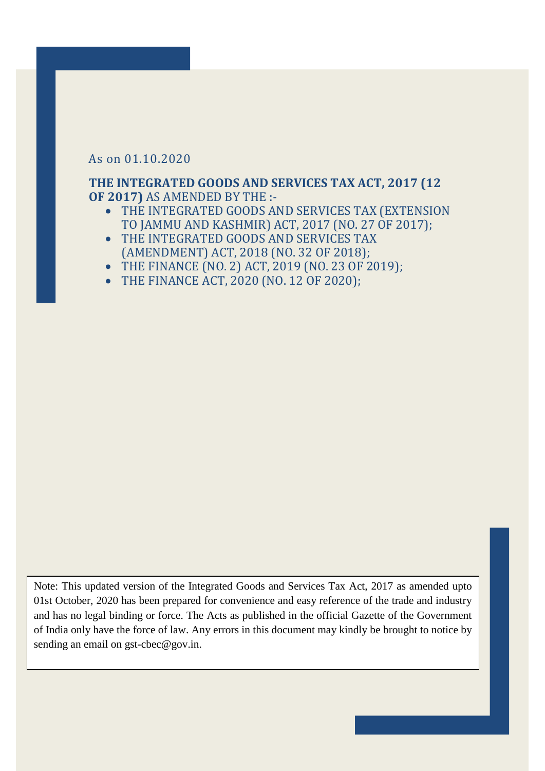As on 01.10.2020

**THE INTEGRATED GOODS AND SERVICES TAX ACT, 2017 (12 OF 2017)** AS AMENDED BY THE :-

- THE INTEGRATED GOODS AND SERVICES TAX (EXTENSION TO JAMMU AND KASHMIR) ACT, 2017 (NO. 27 OF 2017);
- THE INTEGRATED GOODS AND SERVICES TAX (AMENDMENT) ACT, 2018 (NO. 32 OF 2018);
- THE FINANCE (NO. 2) ACT, 2019 (NO. 23 OF 2019);
- THE FINANCE ACT, 2020 (NO. 12 OF 2020);

Note: This updated version of the Integrated Goods and Services Tax Act, 2017 as amended upto 01st October, 2020 has been prepared for convenience and easy reference of the trade and industry and has no legal binding or force. The Acts as published in the official Gazette of the Government of India only have the force of law. Any errors in this document may kindly be brought to notice by sending an email on gst-cbec@gov.in.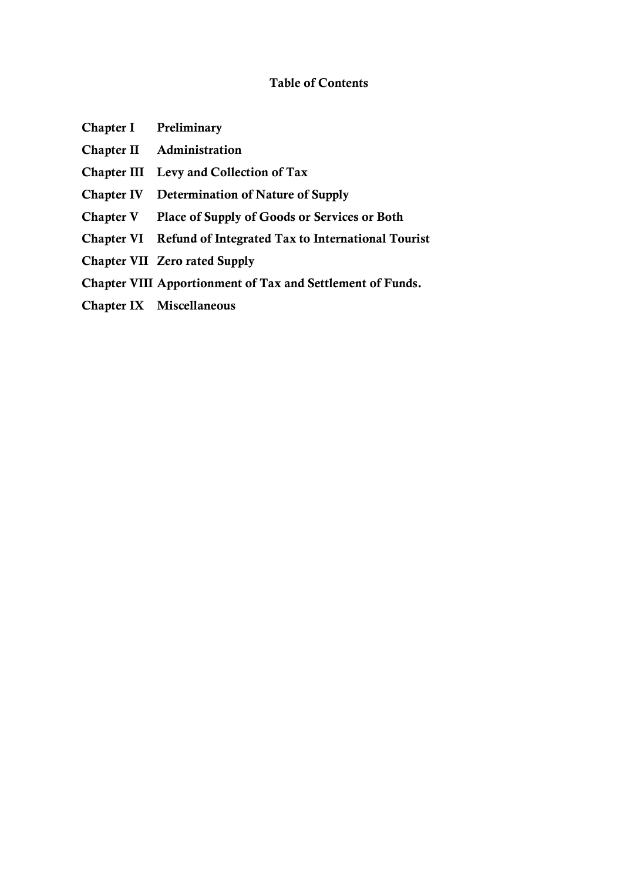# Table of Contents

| | |
|---|---|
| **Chapter I** | **Preliminary** |
| **Chapter II** | **Administration** |
| **Chapter III** | **Levy and Collection of Tax** |
| **Chapter IV** | **Determination of Nature of Supply** |
| **Chapter V** | **Place of Supply of Goods or Services or Both** |
| **Chapter VI** | **Refund of Integrated Tax to International Tourist** |
| **Chapter VII** | **Zero rated Supply** |
| **Chapter VIII** | **Apportionment of Tax and Settlement of Funds.** |
| **Chapter IX** | **Miscellaneous** |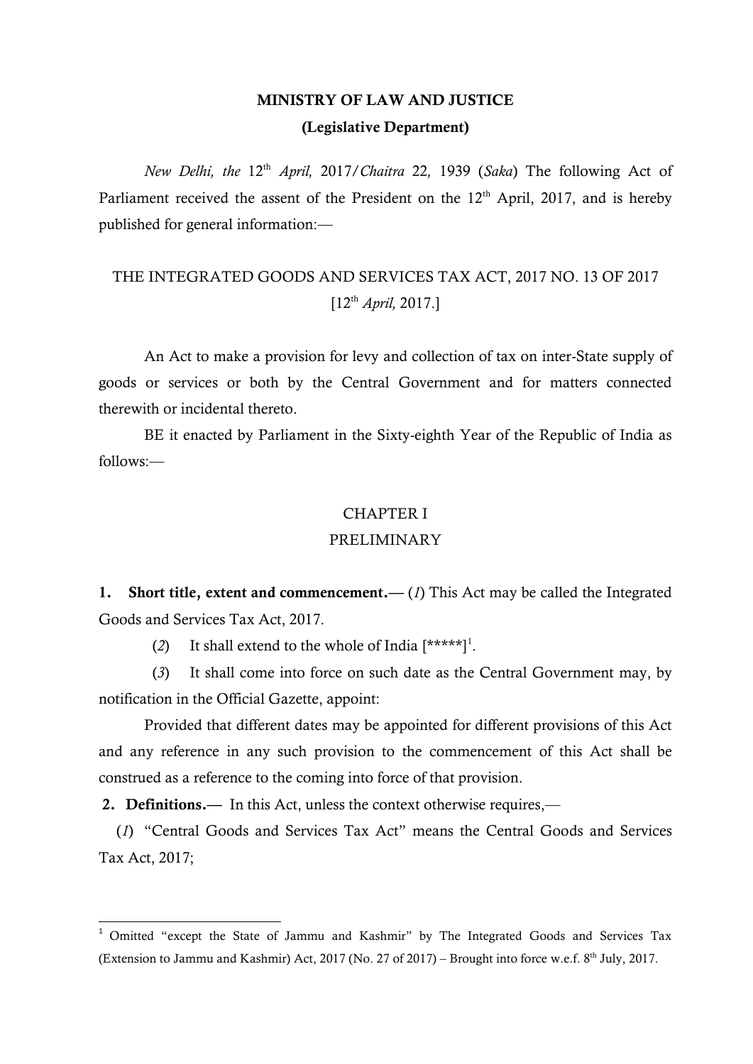**MINISTRY OF LAW AND JUSTICE**

**(Legislative Department)**

*New Delhi, the* 12th *April,* 2017/*Chaitra* 22, 1939 (*Saka*) The following Act of Parliament received the assent of the President on the 12th April, 2017, and is hereby published for general information:—

THE INTEGRATED GOODS AND SERVICES TAX ACT, 2017 NO. 13 OF 2017

[12th *April,* 2017.]

An Act to make a provision for levy and collection of tax on inter-State supply of goods or services or both by the Central Government and for matters connected therewith or incidental thereto.

BE it enacted by Parliament in the Sixty-eighth Year of the Republic of India as follows:—

CHAPTER I

PRELIMINARY

**1. Short title, extent and commencement.—** (*1*) This Act may be called the Integrated Goods and Services Tax Act, 2017.

(*2*) It shall extend to the whole of India [*****][1].

(*3*) It shall come into force on such date as the Central Government may, by notification in the Official Gazette, appoint:

Provided that different dates may be appointed for different provisions of this Act and any reference in any such provision to the commencement of this Act shall be construed as a reference to the coming into force of that provision.

**2. Definitions.—** In this Act, unless the context otherwise requires,—

(*1*) "Central Goods and Services Tax Act" means the Central Goods and Services Tax Act, 2017;

---

[1] Omitted "except the State of Jammu and Kashmir" by The Integrated Goods and Services Tax (Extension to Jammu and Kashmir) Act, 2017 (No. 27 of 2017) – Brought into force w.e.f. 8th July, 2017.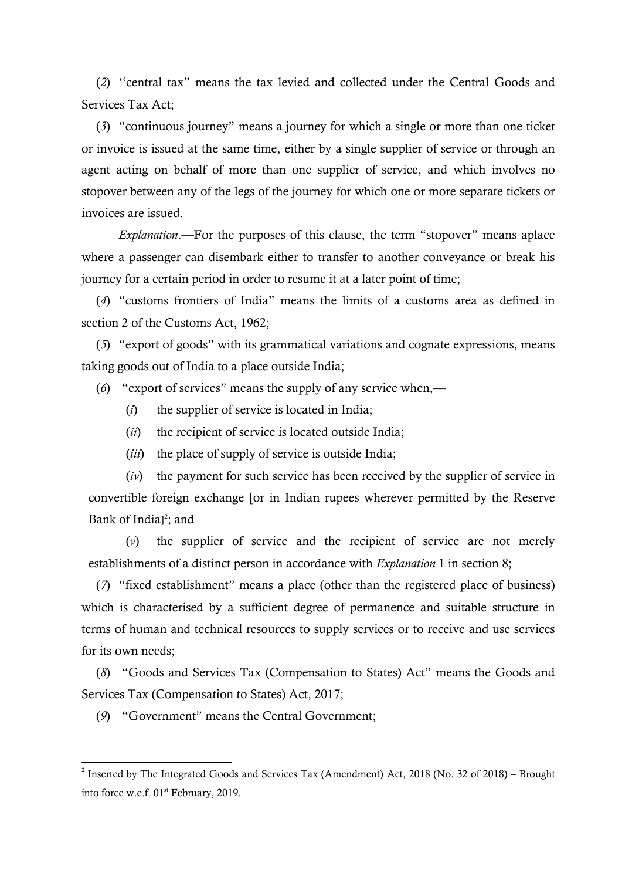(*2*) ''central tax" means the tax levied and collected under the Central Goods and Services Tax Act;

(*3*) "continuous journey" means a journey for which a single or more than one ticket or invoice is issued at the same time, either by a single supplier of service or through an agent acting on behalf of more than one supplier of service, and which involves no stopover between any of the legs of the journey for which one or more separate tickets or invoices are issued.

*Explanation*.—For the purposes of this clause, the term "stopover" means aplace where a passenger can disembark either to transfer to another conveyance or break his journey for a certain period in order to resume it at a later point of time;

(*4*) "customs frontiers of India" means the limits of a customs area as defined in section 2 of the Customs Act, 1962;

(*5*) "export of goods" with its grammatical variations and cognate expressions, means taking goods out of India to a place outside India;

(*6*) "export of services" means the supply of any service when,—

(*i*) the supplier of service is located in India;

(*ii*) the recipient of service is located outside India;

(*iii*) the place of supply of service is outside India;

(*iv*) the payment for such service has been received by the supplier of service in convertible foreign exchange [or in Indian rupees wherever permitted by the Reserve Bank of India][2]; and

(*v*) the supplier of service and the recipient of service are not merely establishments of a distinct person in accordance with *Explanation* 1 in section 8;

(*7*) "fixed establishment" means a place (other than the registered place of business) which is characterised by a sufficient degree of permanence and suitable structure in terms of human and technical resources to supply services or to receive and use services for its own needs;

(*8*) "Goods and Services Tax (Compensation to States) Act" means the Goods and Services Tax (Compensation to States) Act, 2017;

(*9*) "Government" means the Central Government;

---

[2] Inserted by The Integrated Goods and Services Tax (Amendment) Act, 2018 (No. 32 of 2018) – Brought into force w.e.f. 01st February, 2019.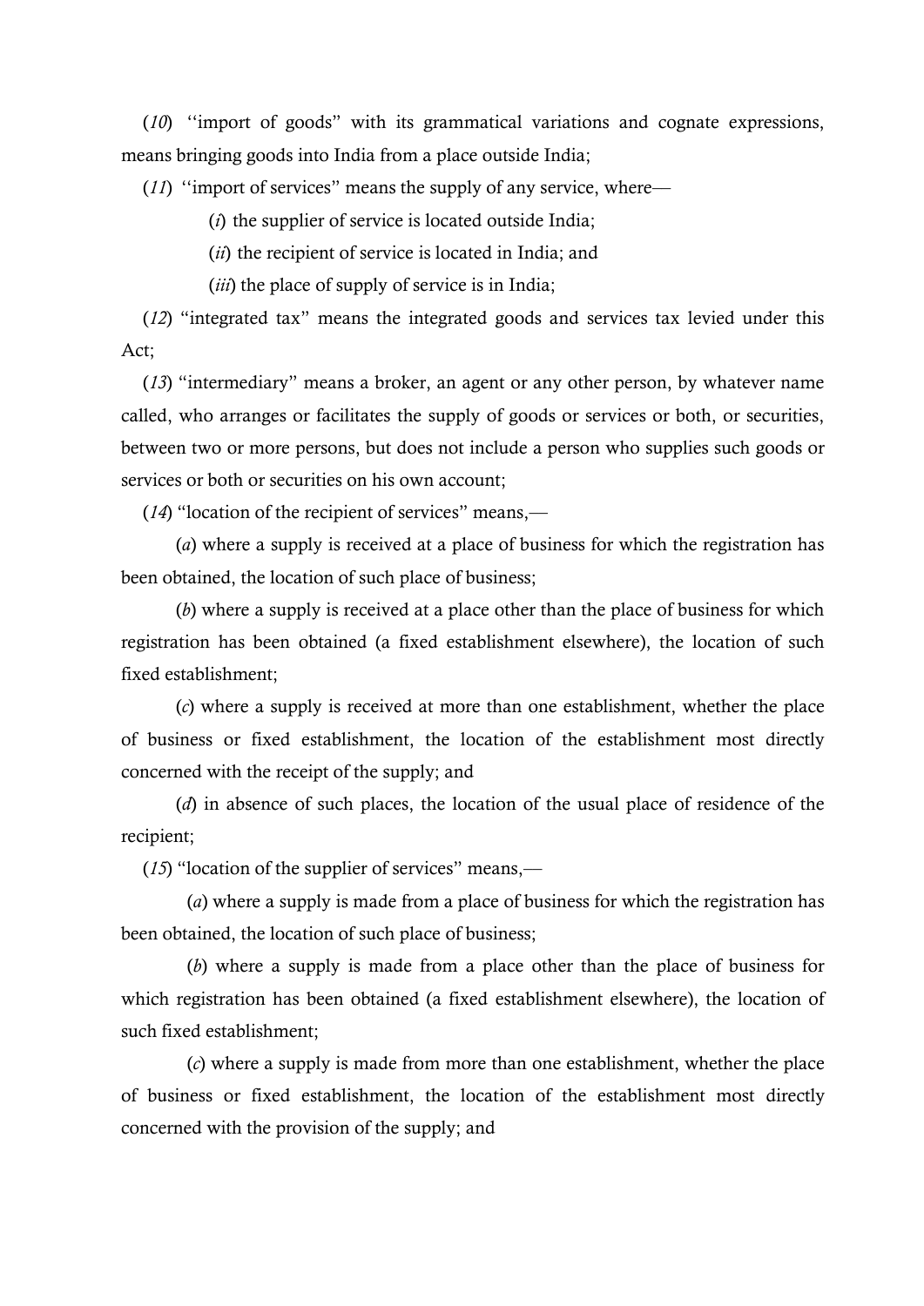(*10*) ''import of goods'' with its grammatical variations and cognate expressions, means bringing goods into India from a place outside India;

(*11*) ''import of services'' means the supply of any service, where—

(*i*) the supplier of service is located outside India;

(*ii*) the recipient of service is located in India; and

(*iii*) the place of supply of service is in India;

(*12*) "integrated tax" means the integrated goods and services tax levied under this Act;

(*13*) "intermediary" means a broker, an agent or any other person, by whatever name called, who arranges or facilitates the supply of goods or services or both, or securities, between two or more persons, but does not include a person who supplies such goods or services or both or securities on his own account;

(*14*) "location of the recipient of services" means,—

(*a*) where a supply is received at a place of business for which the registration has been obtained, the location of such place of business;

(*b*) where a supply is received at a place other than the place of business for which registration has been obtained (a fixed establishment elsewhere), the location of such fixed establishment;

(*c*) where a supply is received at more than one establishment, whether the place of business or fixed establishment, the location of the establishment most directly concerned with the receipt of the supply; and

(*d*) in absence of such places, the location of the usual place of residence of the recipient;

(*15*) "location of the supplier of services" means,—

(*a*) where a supply is made from a place of business for which the registration has been obtained, the location of such place of business;

(*b*) where a supply is made from a place other than the place of business for which registration has been obtained (a fixed establishment elsewhere), the location of such fixed establishment;

(*c*) where a supply is made from more than one establishment, whether the place of business or fixed establishment, the location of the establishment most directly concerned with the provision of the supply; and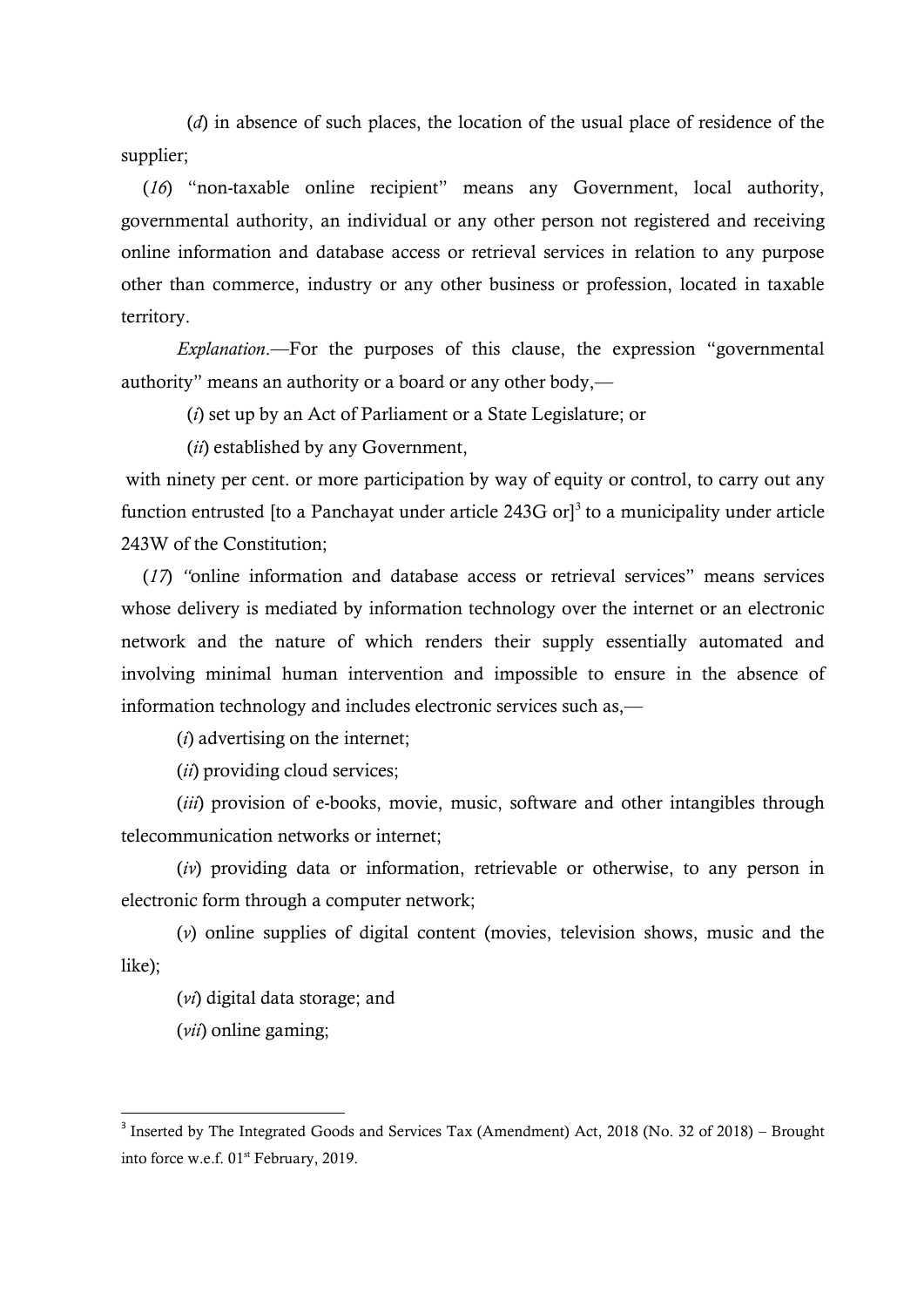(*d*) in absence of such places, the location of the usual place of residence of the supplier;

(*16*) "non-taxable online recipient" means any Government, local authority, governmental authority, an individual or any other person not registered and receiving online information and database access or retrieval services in relation to any purpose other than commerce, industry or any other business or profession, located in taxable territory.

*Explanation*.—For the purposes of this clause, the expression "governmental authority" means an authority or a board or any other body,—

(*i*) set up by an Act of Parliament or a State Legislature; or

(*ii*) established by any Government,

with ninety per cent. or more participation by way of equity or control, to carry out any function entrusted [to a Panchayat under article 243G or][3] to a municipality under article 243W of the Constitution;

(*17*) "online information and database access or retrieval services" means services whose delivery is mediated by information technology over the internet or an electronic network and the nature of which renders their supply essentially automated and involving minimal human intervention and impossible to ensure in the absence of information technology and includes electronic services such as,—

(*i*) advertising on the internet;

(*ii*) providing cloud services;

(*iii*) provision of e-books, movie, music, software and other intangibles through telecommunication networks or internet;

(*iv*) providing data or information, retrievable or otherwise, to any person in electronic form through a computer network;

(*v*) online supplies of digital content (movies, television shows, music and the like);

(*vi*) digital data storage; and

(*vii*) online gaming;

---

[3] Inserted by The Integrated Goods and Services Tax (Amendment) Act, 2018 (No. 32 of 2018) – Brought into force w.e.f. 01st February, 2019.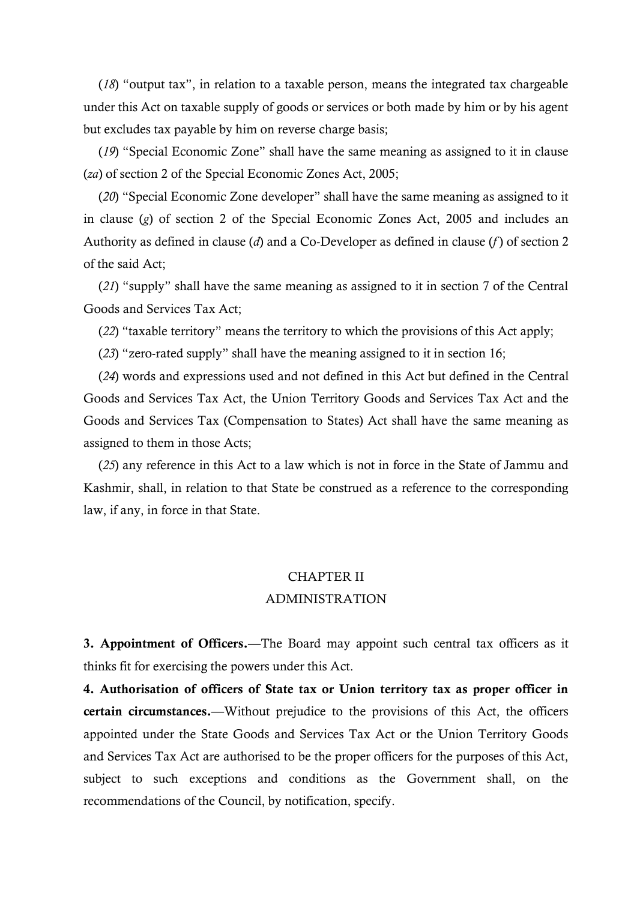(*18*) "output tax", in relation to a taxable person, means the integrated tax chargeable under this Act on taxable supply of goods or services or both made by him or by his agent but excludes tax payable by him on reverse charge basis;

(*19*) "Special Economic Zone" shall have the same meaning as assigned to it in clause (*za*) of section 2 of the Special Economic Zones Act, 2005;

(*20*) "Special Economic Zone developer" shall have the same meaning as assigned to it in clause (*g*) of section 2 of the Special Economic Zones Act, 2005 and includes an Authority as defined in clause (*d*) and a Co-Developer as defined in clause (*f*) of section 2 of the said Act;

(*21*) "supply" shall have the same meaning as assigned to it in section 7 of the Central Goods and Services Tax Act;

(*22*) "taxable territory" means the territory to which the provisions of this Act apply;

(*23*) "zero-rated supply" shall have the meaning assigned to it in section 16;

(*24*) words and expressions used and not defined in this Act but defined in the Central Goods and Services Tax Act, the Union Territory Goods and Services Tax Act and the Goods and Services Tax (Compensation to States) Act shall have the same meaning as assigned to them in those Acts;

(*25*) any reference in this Act to a law which is not in force in the State of Jammu and Kashmir, shall, in relation to that State be construed as a reference to the corresponding law, if any, in force in that State.

## CHAPTER II
## ADMINISTRATION

**3. Appointment of Officers.**—The Board may appoint such central tax officers as it thinks fit for exercising the powers under this Act.

**4. Authorisation of officers of State tax or Union territory tax as proper officer in certain circumstances.**—Without prejudice to the provisions of this Act, the officers appointed under the State Goods and Services Tax Act or the Union Territory Goods and Services Tax Act are authorised to be the proper officers for the purposes of this Act, subject to such exceptions and conditions as the Government shall, on the recommendations of the Council, by notification, specify.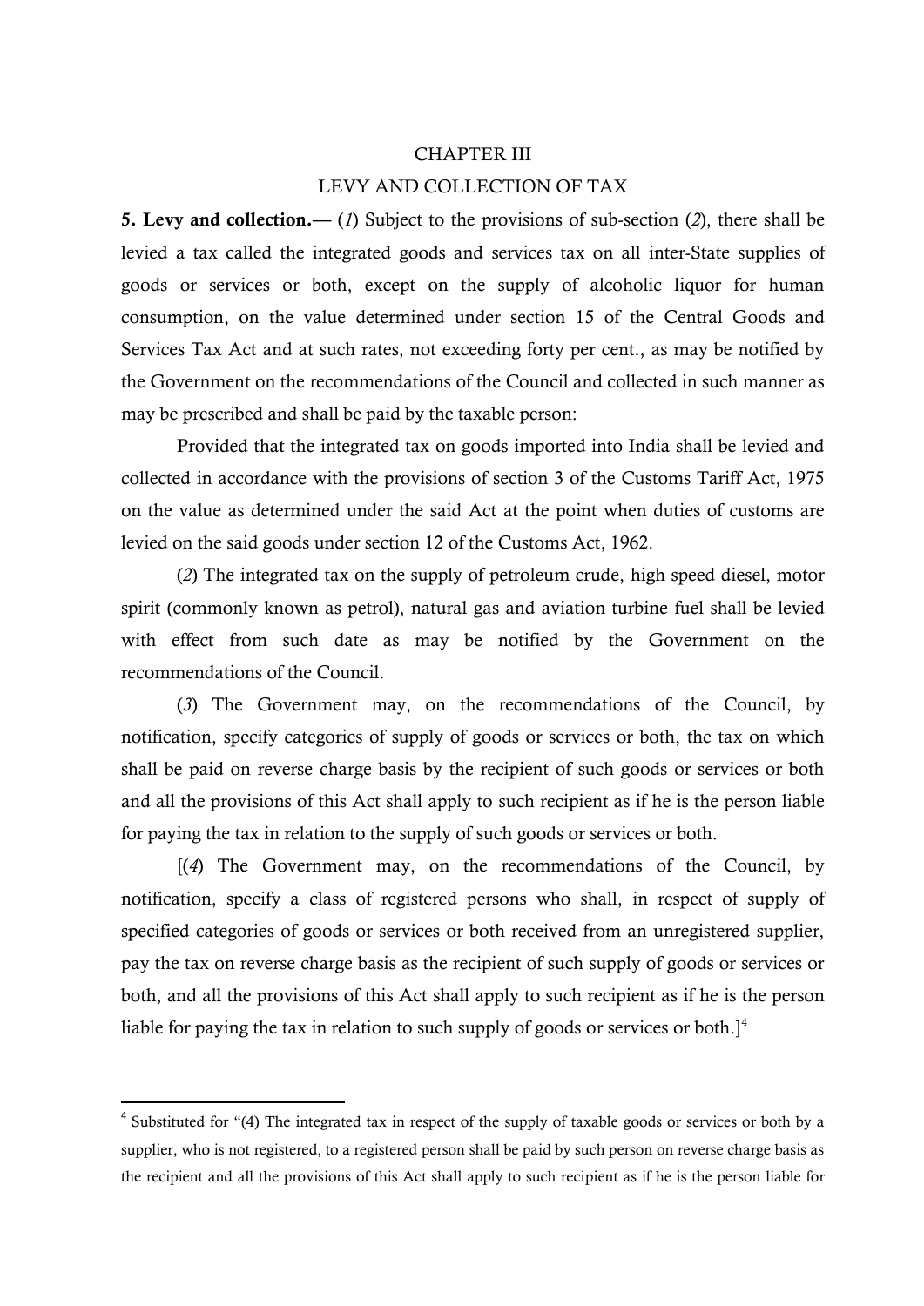## CHAPTER III

## LEVY AND COLLECTION OF TAX

**5. Levy and collection.**— (*1*) Subject to the provisions of sub-section (*2*), there shall be levied a tax called the integrated goods and services tax on all inter-State supplies of goods or services or both, except on the supply of alcoholic liquor for human consumption, on the value determined under section 15 of the Central Goods and Services Tax Act and at such rates, not exceeding forty per cent., as may be notified by the Government on the recommendations of the Council and collected in such manner as may be prescribed and shall be paid by the taxable person:

Provided that the integrated tax on goods imported into India shall be levied and collected in accordance with the provisions of section 3 of the Customs Tariff Act, 1975 on the value as determined under the said Act at the point when duties of customs are levied on the said goods under section 12 of the Customs Act, 1962.

(*2*) The integrated tax on the supply of petroleum crude, high speed diesel, motor spirit (commonly known as petrol), natural gas and aviation turbine fuel shall be levied with effect from such date as may be notified by the Government on the recommendations of the Council.

(*3*) The Government may, on the recommendations of the Council, by notification, specify categories of supply of goods or services or both, the tax on which shall be paid on reverse charge basis by the recipient of such goods or services or both and all the provisions of this Act shall apply to such recipient as if he is the person liable for paying the tax in relation to the supply of such goods or services or both.

[(*4*) The Government may, on the recommendations of the Council, by notification, specify a class of registered persons who shall, in respect of supply of specified categories of goods or services or both received from an unregistered supplier, pay the tax on reverse charge basis as the recipient of such supply of goods or services or both, and all the provisions of this Act shall apply to such recipient as if he is the person liable for paying the tax in relation to such supply of goods or services or both.][4]

---

[4] Substituted for "(4) The integrated tax in respect of the supply of taxable goods or services or both by a supplier, who is not registered, to a registered person shall be paid by such person on reverse charge basis as the recipient and all the provisions of this Act shall apply to such recipient as if he is the person liable for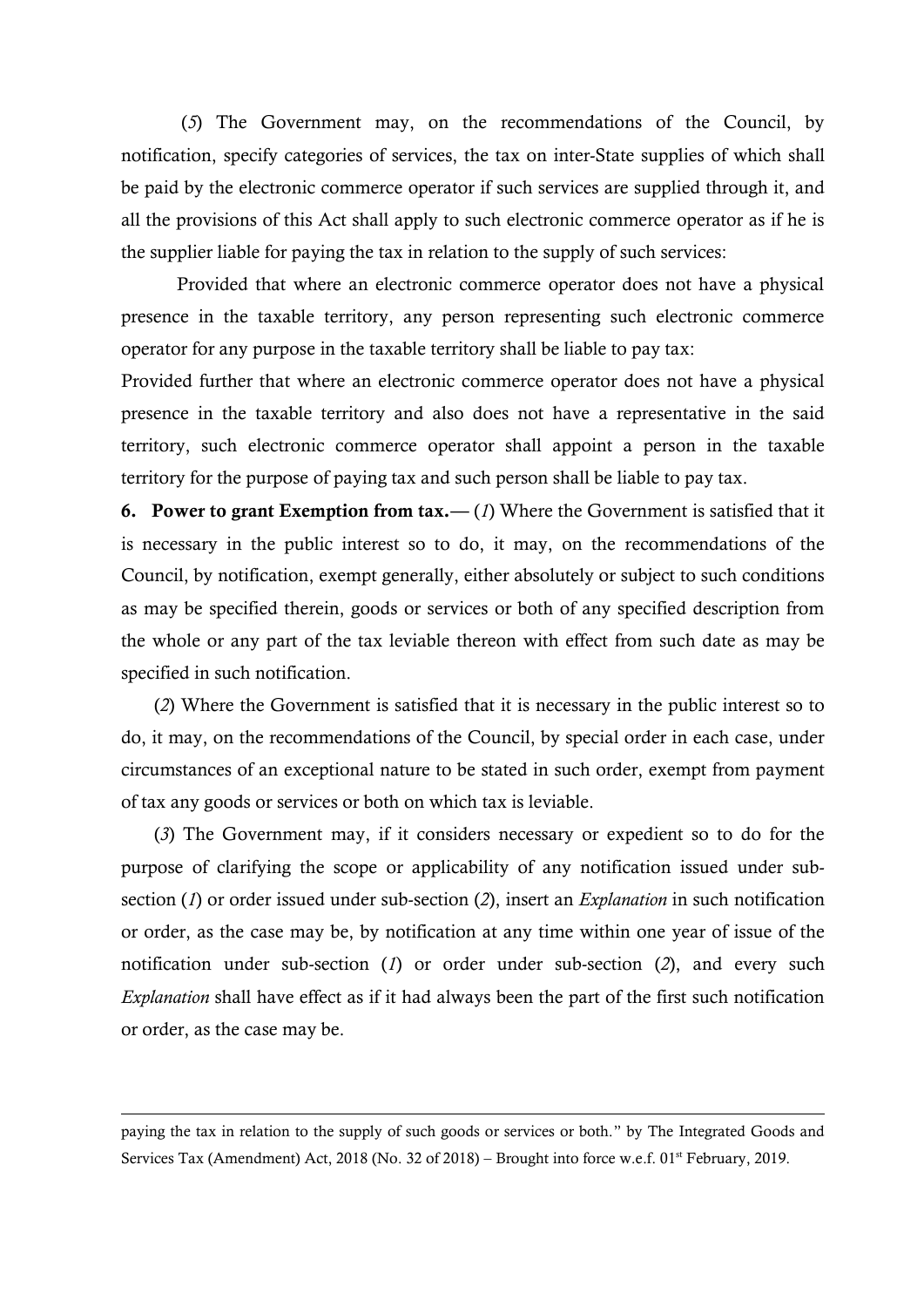(*5*) The Government may, on the recommendations of the Council, by notification, specify categories of services, the tax on inter-State supplies of which shall be paid by the electronic commerce operator if such services are supplied through it, and all the provisions of this Act shall apply to such electronic commerce operator as if he is the supplier liable for paying the tax in relation to the supply of such services:

Provided that where an electronic commerce operator does not have a physical presence in the taxable territory, any person representing such electronic commerce operator for any purpose in the taxable territory shall be liable to pay tax:

Provided further that where an electronic commerce operator does not have a physical presence in the taxable territory and also does not have a representative in the said territory, such electronic commerce operator shall appoint a person in the taxable territory for the purpose of paying tax and such person shall be liable to pay tax.

**6. Power to grant Exemption from tax.**— (*1*) Where the Government is satisfied that it is necessary in the public interest so to do, it may, on the recommendations of the Council, by notification, exempt generally, either absolutely or subject to such conditions as may be specified therein, goods or services or both of any specified description from the whole or any part of the tax leviable thereon with effect from such date as may be specified in such notification.

(*2*) Where the Government is satisfied that it is necessary in the public interest so to do, it may, on the recommendations of the Council, by special order in each case, under circumstances of an exceptional nature to be stated in such order, exempt from payment of tax any goods or services or both on which tax is leviable.

(*3*) The Government may, if it considers necessary or expedient so to do for the purpose of clarifying the scope or applicability of any notification issued under sub-section (*1*) or order issued under sub-section (*2*), insert an *Explanation* in such notification or order, as the case may be, by notification at any time within one year of issue of the notification under sub-section (*1*) or order under sub-section (*2*), and every such *Explanation* shall have effect as if it had always been the part of the first such notification or order, as the case may be.

---

paying the tax in relation to the supply of such goods or services or both." by The Integrated Goods and Services Tax (Amendment) Act, 2018 (No. 32 of 2018) – Brought into force w.e.f. 01st February, 2019.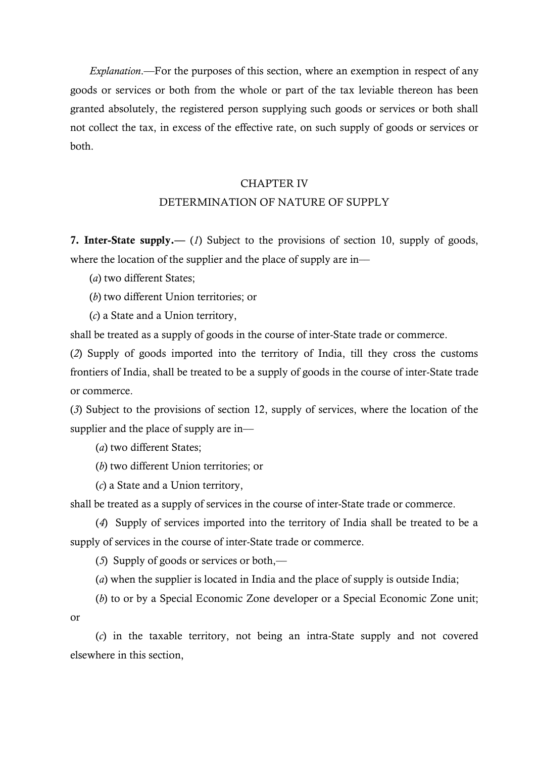*Explanation*.—For the purposes of this section, where an exemption in respect of any goods or services or both from the whole or part of the tax leviable thereon has been granted absolutely, the registered person supplying such goods or services or both shall not collect the tax, in excess of the effective rate, on such supply of goods or services or both.

## CHAPTER IV
## DETERMINATION OF NATURE OF SUPPLY

**7. Inter-State supply.**— (*1*) Subject to the provisions of section 10, supply of goods, where the location of the supplier and the place of supply are in—

(*a*) two different States;

(*b*) two different Union territories; or

(*c*) a State and a Union territory,

shall be treated as a supply of goods in the course of inter-State trade or commerce.

(*2*) Supply of goods imported into the territory of India, till they cross the customs frontiers of India, shall be treated to be a supply of goods in the course of inter-State trade or commerce.

(*3*) Subject to the provisions of section 12, supply of services, where the location of the supplier and the place of supply are in—

(*a*) two different States;

(*b*) two different Union territories; or

(*c*) a State and a Union territory,

shall be treated as a supply of services in the course of inter-State trade or commerce.

(*4*) Supply of services imported into the territory of India shall be treated to be a supply of services in the course of inter-State trade or commerce.

(*5*) Supply of goods or services or both,—

(*a*) when the supplier is located in India and the place of supply is outside India;

(*b*) to or by a Special Economic Zone developer or a Special Economic Zone unit; or

(*c*) in the taxable territory, not being an intra-State supply and not covered elsewhere in this section,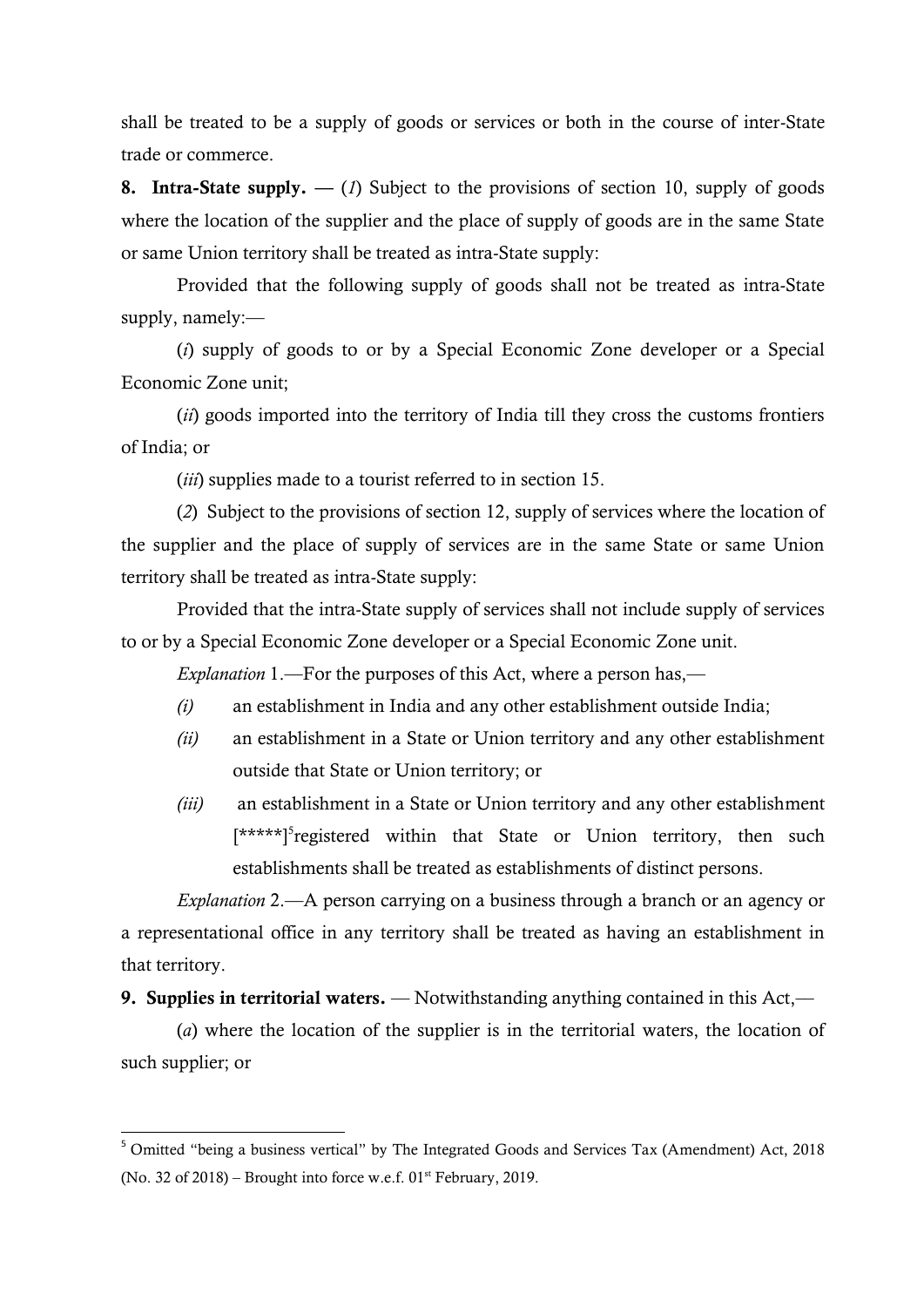shall be treated to be a supply of goods or services or both in the course of inter-State trade or commerce.

**8. Intra-State supply.** — (*1*) Subject to the provisions of section 10, supply of goods where the location of the supplier and the place of supply of goods are in the same State or same Union territory shall be treated as intra-State supply:

Provided that the following supply of goods shall not be treated as intra-State supply, namely:—

(*i*) supply of goods to or by a Special Economic Zone developer or a Special Economic Zone unit;

(*ii*) goods imported into the territory of India till they cross the customs frontiers of India; or

(*iii*) supplies made to a tourist referred to in section 15.

(*2*) Subject to the provisions of section 12, supply of services where the location of the supplier and the place of supply of services are in the same State or same Union territory shall be treated as intra-State supply:

Provided that the intra-State supply of services shall not include supply of services to or by a Special Economic Zone developer or a Special Economic Zone unit.

*Explanation* 1.—For the purposes of this Act, where a person has,—

*(i)* an establishment in India and any other establishment outside India;

*(ii)* an establishment in a State or Union territory and any other establishment outside that State or Union territory; or

*(iii)* an establishment in a State or Union territory and any other establishment [*****][5]registered within that State or Union territory, then such establishments shall be treated as establishments of distinct persons.

*Explanation* 2.—A person carrying on a business through a branch or an agency or a representational office in any territory shall be treated as having an establishment in that territory.

**9. Supplies in territorial waters.** — Notwithstanding anything contained in this Act,—

(*a*) where the location of the supplier is in the territorial waters, the location of such supplier; or

---

[5] Omitted "being a business vertical" by The Integrated Goods and Services Tax (Amendment) Act, 2018 (No. 32 of 2018) – Brought into force w.e.f. 01st February, 2019.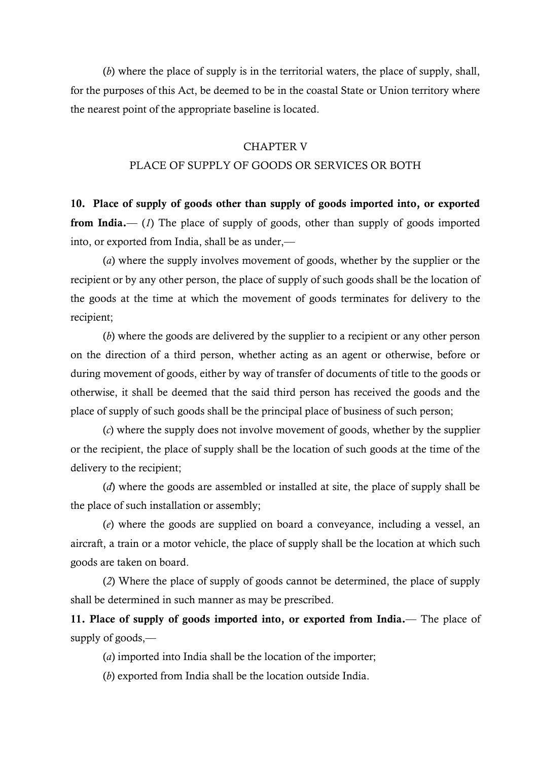(*b*) where the place of supply is in the territorial waters, the place of supply, shall, for the purposes of this Act, be deemed to be in the coastal State or Union territory where the nearest point of the appropriate baseline is located.

## CHAPTER V

## PLACE OF SUPPLY OF GOODS OR SERVICES OR BOTH

**10. Place of supply of goods other than supply of goods imported into, or exported from India.**— (*1*) The place of supply of goods, other than supply of goods imported into, or exported from India, shall be as under,—

(*a*) where the supply involves movement of goods, whether by the supplier or the recipient or by any other person, the place of supply of such goods shall be the location of the goods at the time at which the movement of goods terminates for delivery to the recipient;

(*b*) where the goods are delivered by the supplier to a recipient or any other person on the direction of a third person, whether acting as an agent or otherwise, before or during movement of goods, either by way of transfer of documents of title to the goods or otherwise, it shall be deemed that the said third person has received the goods and the place of supply of such goods shall be the principal place of business of such person;

(*c*) where the supply does not involve movement of goods, whether by the supplier or the recipient, the place of supply shall be the location of such goods at the time of the delivery to the recipient;

(*d*) where the goods are assembled or installed at site, the place of supply shall be the place of such installation or assembly;

(*e*) where the goods are supplied on board a conveyance, including a vessel, an aircraft, a train or a motor vehicle, the place of supply shall be the location at which such goods are taken on board.

(*2*) Where the place of supply of goods cannot be determined, the place of supply shall be determined in such manner as may be prescribed.

**11. Place of supply of goods imported into, or exported from India.**— The place of supply of goods,—

(*a*) imported into India shall be the location of the importer;

(*b*) exported from India shall be the location outside India.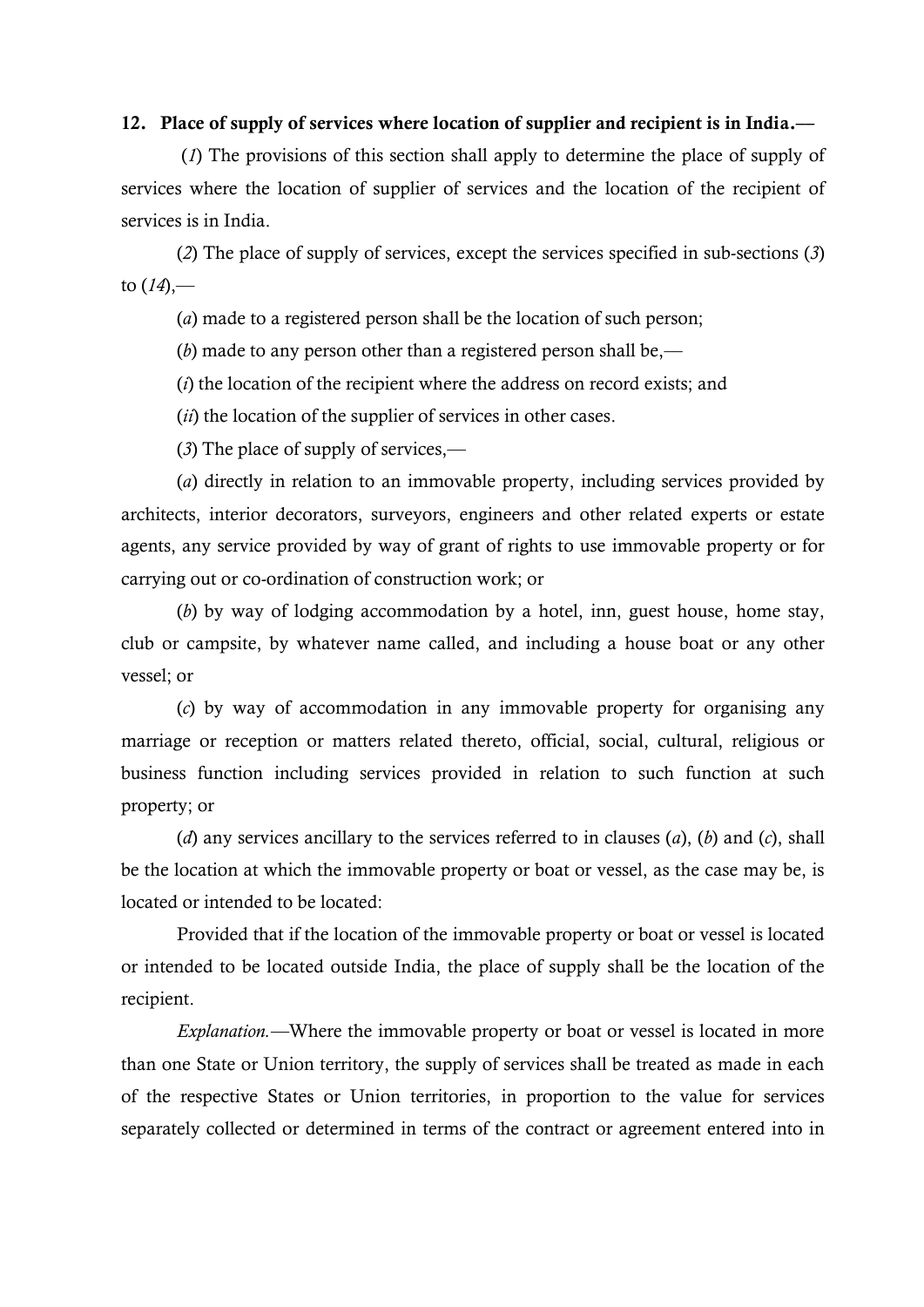**12. Place of supply of services where location of supplier and recipient is in India.—**

(*1*) The provisions of this section shall apply to determine the place of supply of services where the location of supplier of services and the location of the recipient of services is in India.

(*2*) The place of supply of services, except the services specified in sub-sections (*3*) to (*14*),—

(*a*) made to a registered person shall be the location of such person;

(*b*) made to any person other than a registered person shall be,—

(*i*) the location of the recipient where the address on record exists; and

(*ii*) the location of the supplier of services in other cases.

(*3*) The place of supply of services,—

(*a*) directly in relation to an immovable property, including services provided by architects, interior decorators, surveyors, engineers and other related experts or estate agents, any service provided by way of grant of rights to use immovable property or for carrying out or co-ordination of construction work; or

(*b*) by way of lodging accommodation by a hotel, inn, guest house, home stay, club or campsite, by whatever name called, and including a house boat or any other vessel; or

(*c*) by way of accommodation in any immovable property for organising any marriage or reception or matters related thereto, official, social, cultural, religious or business function including services provided in relation to such function at such property; or

(*d*) any services ancillary to the services referred to in clauses (*a*), (*b*) and (*c*), shall be the location at which the immovable property or boat or vessel, as the case may be, is located or intended to be located:

Provided that if the location of the immovable property or boat or vessel is located or intended to be located outside India, the place of supply shall be the location of the recipient.

*Explanation.*—Where the immovable property or boat or vessel is located in more than one State or Union territory, the supply of services shall be treated as made in each of the respective States or Union territories, in proportion to the value for services separately collected or determined in terms of the contract or agreement entered into in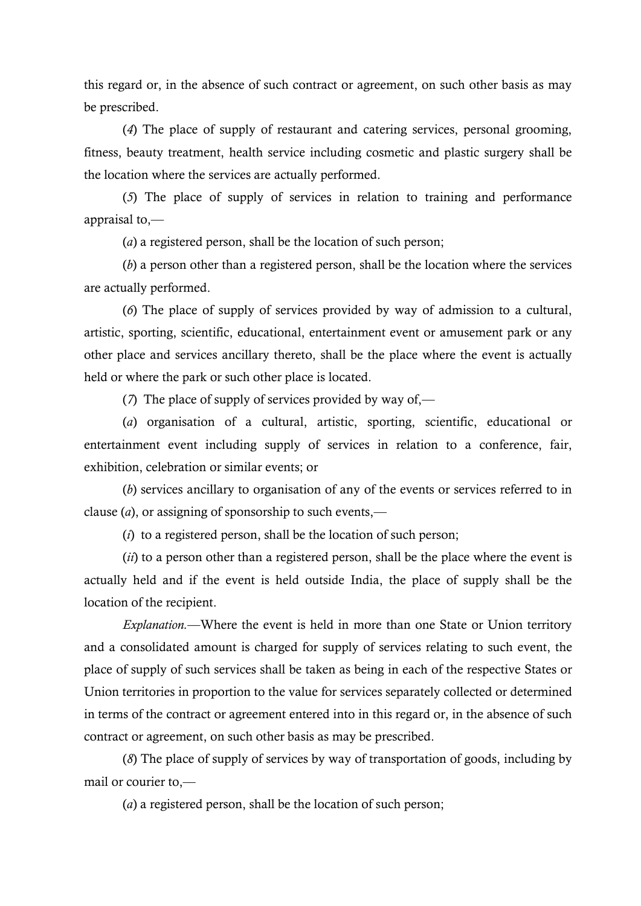this regard or, in the absence of such contract or agreement, on such other basis as may be prescribed.

(*4*) The place of supply of restaurant and catering services, personal grooming, fitness, beauty treatment, health service including cosmetic and plastic surgery shall be the location where the services are actually performed.

(*5*) The place of supply of services in relation to training and performance appraisal to,—

(*a*) a registered person, shall be the location of such person;

(*b*) a person other than a registered person, shall be the location where the services are actually performed.

(*6*) The place of supply of services provided by way of admission to a cultural, artistic, sporting, scientific, educational, entertainment event or amusement park or any other place and services ancillary thereto, shall be the place where the event is actually held or where the park or such other place is located.

(*7*) The place of supply of services provided by way of,—

(*a*) organisation of a cultural, artistic, sporting, scientific, educational or entertainment event including supply of services in relation to a conference, fair, exhibition, celebration or similar events; or

(*b*) services ancillary to organisation of any of the events or services referred to in clause (*a*), or assigning of sponsorship to such events,—

(*i*) to a registered person, shall be the location of such person;

(*ii*) to a person other than a registered person, shall be the place where the event is actually held and if the event is held outside India, the place of supply shall be the location of the recipient.

*Explanation.*—Where the event is held in more than one State or Union territory and a consolidated amount is charged for supply of services relating to such event, the place of supply of such services shall be taken as being in each of the respective States or Union territories in proportion to the value for services separately collected or determined in terms of the contract or agreement entered into in this regard or, in the absence of such contract or agreement, on such other basis as may be prescribed.

(*8*) The place of supply of services by way of transportation of goods, including by mail or courier to,—

(*a*) a registered person, shall be the location of such person;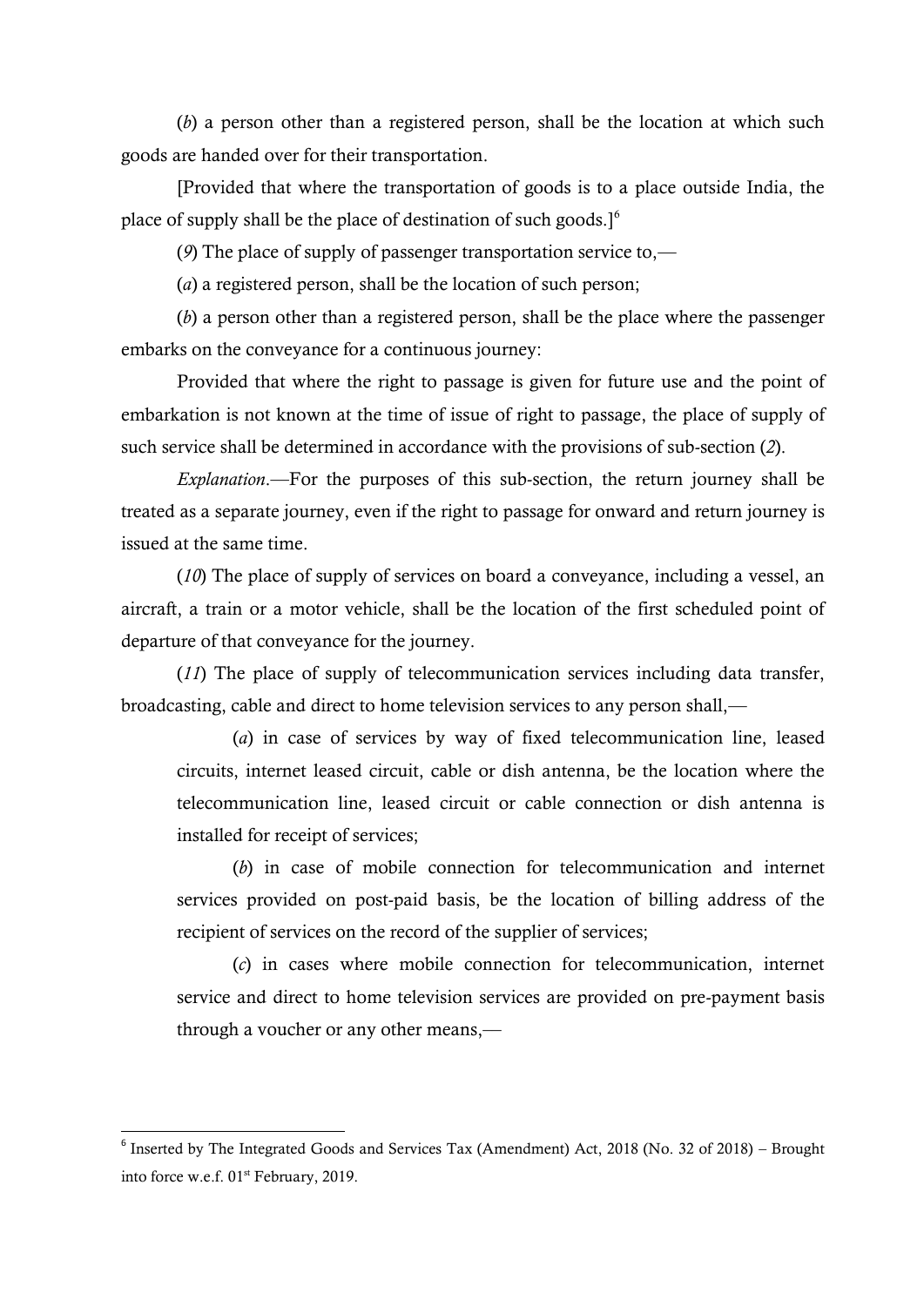(*b*) a person other than a registered person, shall be the location at which such goods are handed over for their transportation.

[Provided that where the transportation of goods is to a place outside India, the place of supply shall be the place of destination of such goods.][6]

(*9*) The place of supply of passenger transportation service to,—

(*a*) a registered person, shall be the location of such person;

(*b*) a person other than a registered person, shall be the place where the passenger embarks on the conveyance for a continuous journey:

Provided that where the right to passage is given for future use and the point of embarkation is not known at the time of issue of right to passage, the place of supply of such service shall be determined in accordance with the provisions of sub-section (*2*).

*Explanation*.—For the purposes of this sub-section, the return journey shall be treated as a separate journey, even if the right to passage for onward and return journey is issued at the same time.

(*10*) The place of supply of services on board a conveyance, including a vessel, an aircraft, a train or a motor vehicle, shall be the location of the first scheduled point of departure of that conveyance for the journey.

(*11*) The place of supply of telecommunication services including data transfer, broadcasting, cable and direct to home television services to any person shall,—

(*a*) in case of services by way of fixed telecommunication line, leased circuits, internet leased circuit, cable or dish antenna, be the location where the telecommunication line, leased circuit or cable connection or dish antenna is installed for receipt of services;

(*b*) in case of mobile connection for telecommunication and internet services provided on post-paid basis, be the location of billing address of the recipient of services on the record of the supplier of services;

(*c*) in cases where mobile connection for telecommunication, internet service and direct to home television services are provided on pre-payment basis through a voucher or any other means,—

---

[6] Inserted by The Integrated Goods and Services Tax (Amendment) Act, 2018 (No. 32 of 2018) – Brought into force w.e.f. 01st February, 2019.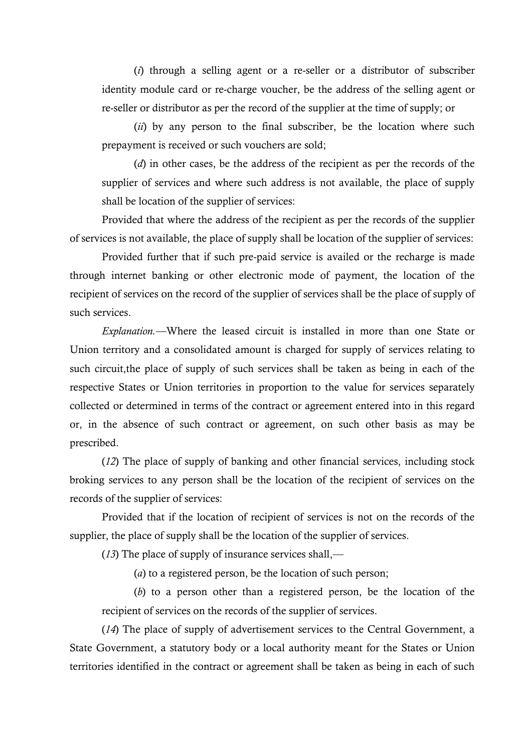(*i*) through a selling agent or a re-seller or a distributor of subscriber identity module card or re-charge voucher, be the address of the selling agent or re-seller or distributor as per the record of the supplier at the time of supply; or

(*ii*) by any person to the final subscriber, be the location where such prepayment is received or such vouchers are sold;

(*d*) in other cases, be the address of the recipient as per the records of the supplier of services and where such address is not available, the place of supply shall be location of the supplier of services:

Provided that where the address of the recipient as per the records of the supplier of services is not available, the place of supply shall be location of the supplier of services:

Provided further that if such pre-paid service is availed or the recharge is made through internet banking or other electronic mode of payment, the location of the recipient of services on the record of the supplier of services shall be the place of supply of such services.

*Explanation.*—Where the leased circuit is installed in more than one State or Union territory and a consolidated amount is charged for supply of services relating to such circuit,the place of supply of such services shall be taken as being in each of the respective States or Union territories in proportion to the value for services separately collected or determined in terms of the contract or agreement entered into in this regard or, in the absence of such contract or agreement, on such other basis as may be prescribed.

(*12*) The place of supply of banking and other financial services, including stock broking services to any person shall be the location of the recipient of services on the records of the supplier of services:

Provided that if the location of recipient of services is not on the records of the supplier, the place of supply shall be the location of the supplier of services.

(*13*) The place of supply of insurance services shall,—

(*a*) to a registered person, be the location of such person;

(*b*) to a person other than a registered person, be the location of the recipient of services on the records of the supplier of services.

(*14*) The place of supply of advertisement services to the Central Government, a State Government, a statutory body or a local authority meant for the States or Union territories identified in the contract or agreement shall be taken as being in each of such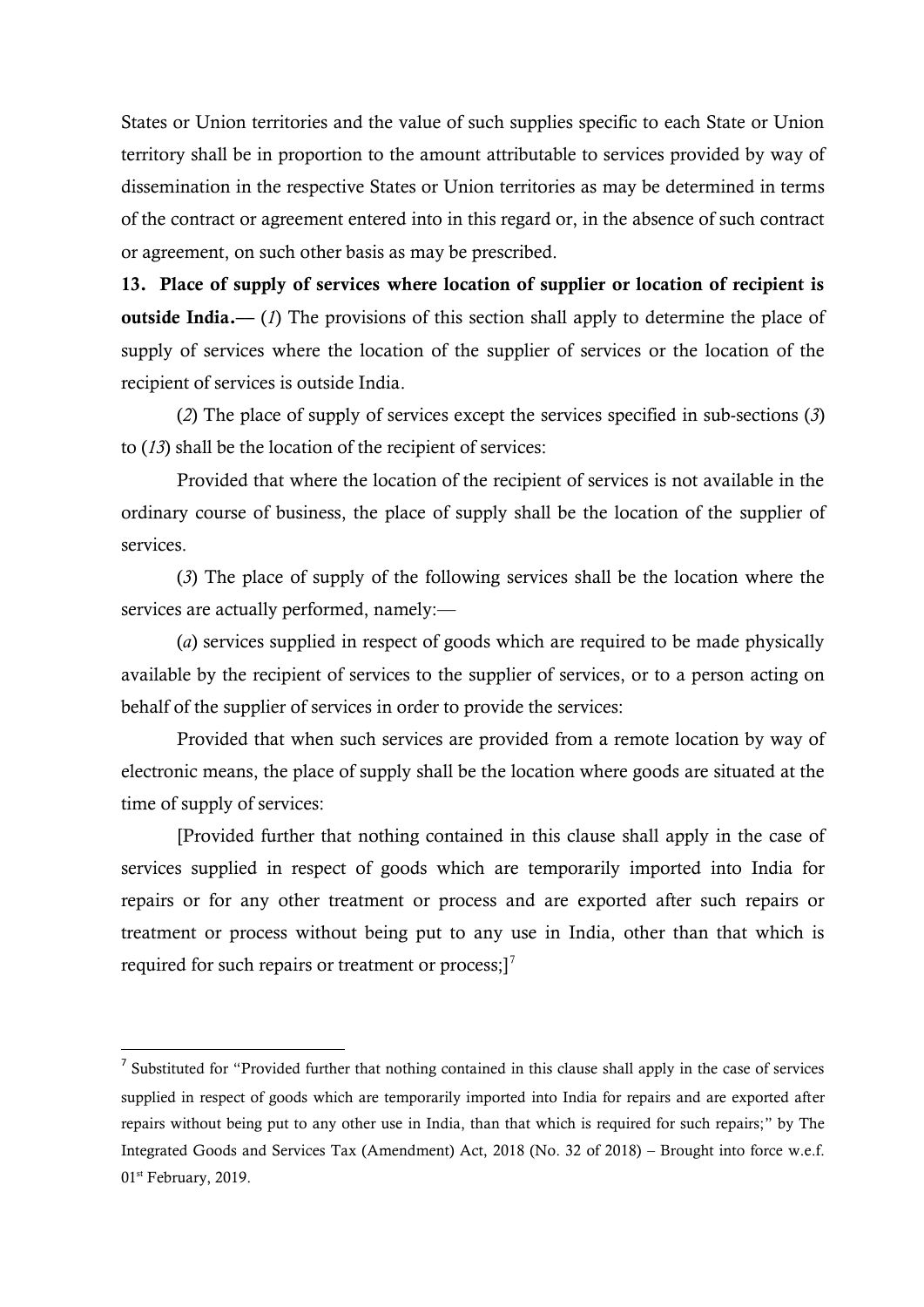States or Union territories and the value of such supplies specific to each State or Union territory shall be in proportion to the amount attributable to services provided by way of dissemination in the respective States or Union territories as may be determined in terms of the contract or agreement entered into in this regard or, in the absence of such contract or agreement, on such other basis as may be prescribed.

**13. Place of supply of services where location of supplier or location of recipient is outside India.**— (*1*) The provisions of this section shall apply to determine the place of supply of services where the location of the supplier of services or the location of the recipient of services is outside India.

(*2*) The place of supply of services except the services specified in sub-sections (*3*) to (*13*) shall be the location of the recipient of services:

Provided that where the location of the recipient of services is not available in the ordinary course of business, the place of supply shall be the location of the supplier of services.

(*3*) The place of supply of the following services shall be the location where the services are actually performed, namely:—

(*a*) services supplied in respect of goods which are required to be made physically available by the recipient of services to the supplier of services, or to a person acting on behalf of the supplier of services in order to provide the services:

Provided that when such services are provided from a remote location by way of electronic means, the place of supply shall be the location where goods are situated at the time of supply of services:

[Provided further that nothing contained in this clause shall apply in the case of services supplied in respect of goods which are temporarily imported into India for repairs or for any other treatment or process and are exported after such repairs or treatment or process without being put to any use in India, other than that which is required for such repairs or treatment or process;][7]

---

[7] Substituted for "Provided further that nothing contained in this clause shall apply in the case of services supplied in respect of goods which are temporarily imported into India for repairs and are exported after repairs without being put to any other use in India, than that which is required for such repairs;" by The Integrated Goods and Services Tax (Amendment) Act, 2018 (No. 32 of 2018) – Brought into force w.e.f. 01st February, 2019.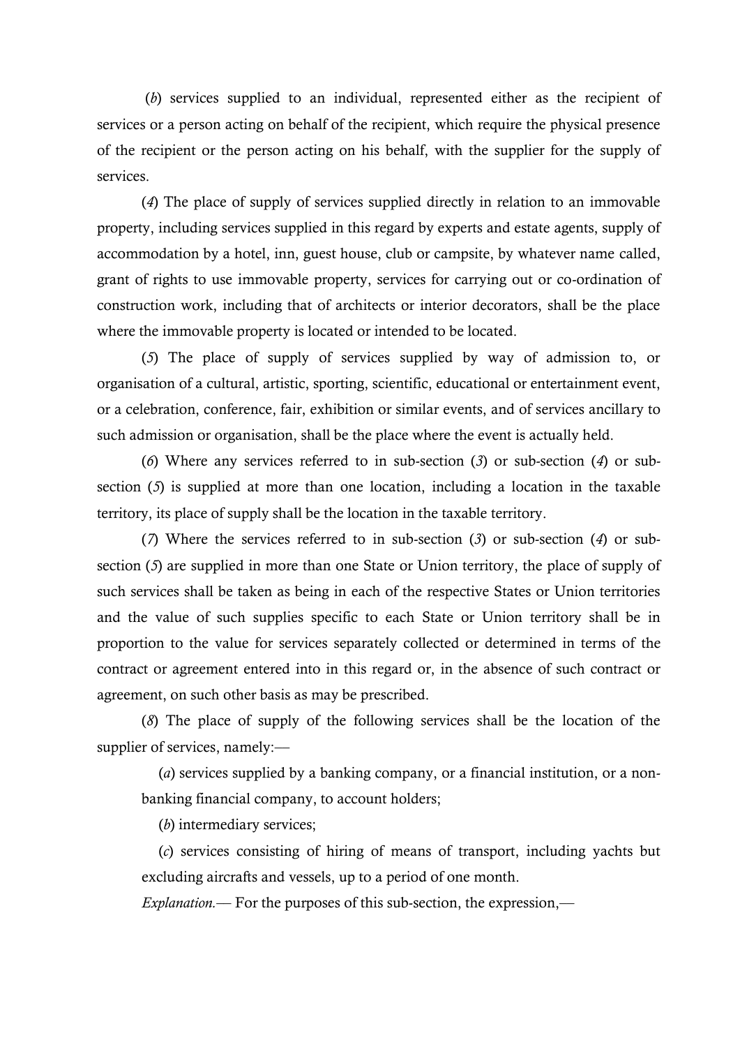(*b*) services supplied to an individual, represented either as the recipient of services or a person acting on behalf of the recipient, which require the physical presence of the recipient or the person acting on his behalf, with the supplier for the supply of services.

(*4*) The place of supply of services supplied directly in relation to an immovable property, including services supplied in this regard by experts and estate agents, supply of accommodation by a hotel, inn, guest house, club or campsite, by whatever name called, grant of rights to use immovable property, services for carrying out or co-ordination of construction work, including that of architects or interior decorators, shall be the place where the immovable property is located or intended to be located.

(*5*) The place of supply of services supplied by way of admission to, or organisation of a cultural, artistic, sporting, scientific, educational or entertainment event, or a celebration, conference, fair, exhibition or similar events, and of services ancillary to such admission or organisation, shall be the place where the event is actually held.

(*6*) Where any services referred to in sub-section (*3*) or sub-section (*4*) or sub-section (*5*) is supplied at more than one location, including a location in the taxable territory, its place of supply shall be the location in the taxable territory.

(*7*) Where the services referred to in sub-section (*3*) or sub-section (*4*) or sub-section (*5*) are supplied in more than one State or Union territory, the place of supply of such services shall be taken as being in each of the respective States or Union territories and the value of such supplies specific to each State or Union territory shall be in proportion to the value for services separately collected or determined in terms of the contract or agreement entered into in this regard or, in the absence of such contract or agreement, on such other basis as may be prescribed.

(*8*) The place of supply of the following services shall be the location of the supplier of services, namely:—

(*a*) services supplied by a banking company, or a financial institution, or a non-banking financial company, to account holders;

(*b*) intermediary services;

(*c*) services consisting of hiring of means of transport, including yachts but excluding aircrafts and vessels, up to a period of one month.

*Explanation.*— For the purposes of this sub-section, the expression,—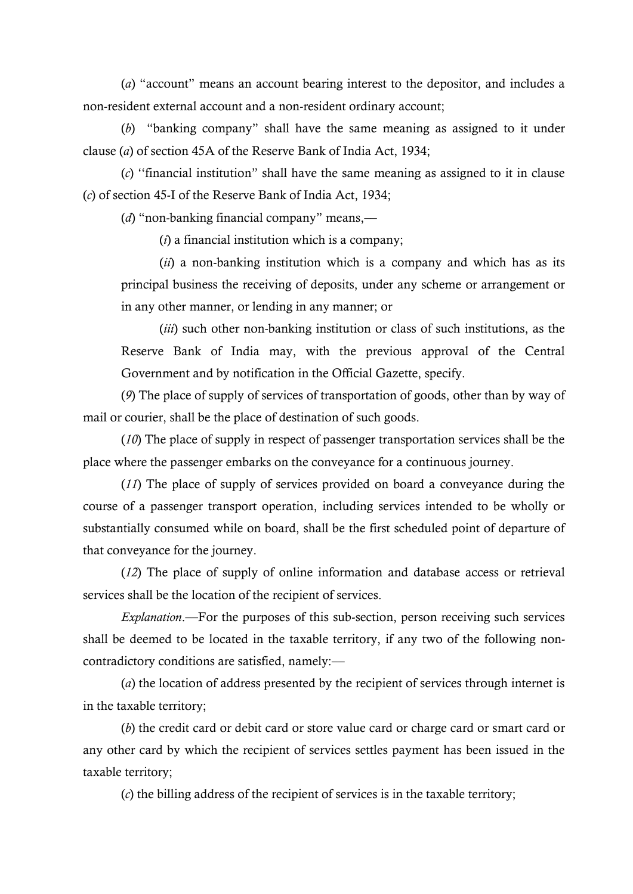(*a*) "account" means an account bearing interest to the depositor, and includes a non-resident external account and a non-resident ordinary account;

(*b*) "banking company" shall have the same meaning as assigned to it under clause (*a*) of section 45A of the Reserve Bank of India Act, 1934;

(*c*) "financial institution" shall have the same meaning as assigned to it in clause (*c*) of section 45-I of the Reserve Bank of India Act, 1934;

(*d*) "non-banking financial company" means,—

(*i*) a financial institution which is a company;

(*ii*) a non-banking institution which is a company and which has as its principal business the receiving of deposits, under any scheme or arrangement or in any other manner, or lending in any manner; or

(*iii*) such other non-banking institution or class of such institutions, as the Reserve Bank of India may, with the previous approval of the Central Government and by notification in the Official Gazette, specify.

(*9*) The place of supply of services of transportation of goods, other than by way of mail or courier, shall be the place of destination of such goods.

(*10*) The place of supply in respect of passenger transportation services shall be the place where the passenger embarks on the conveyance for a continuous journey.

(*11*) The place of supply of services provided on board a conveyance during the course of a passenger transport operation, including services intended to be wholly or substantially consumed while on board, shall be the first scheduled point of departure of that conveyance for the journey.

(*12*) The place of supply of online information and database access or retrieval services shall be the location of the recipient of services.

*Explanation*.—For the purposes of this sub-section, person receiving such services shall be deemed to be located in the taxable territory, if any two of the following non-contradictory conditions are satisfied, namely:—

(*a*) the location of address presented by the recipient of services through internet is in the taxable territory;

(*b*) the credit card or debit card or store value card or charge card or smart card or any other card by which the recipient of services settles payment has been issued in the taxable territory;

(*c*) the billing address of the recipient of services is in the taxable territory;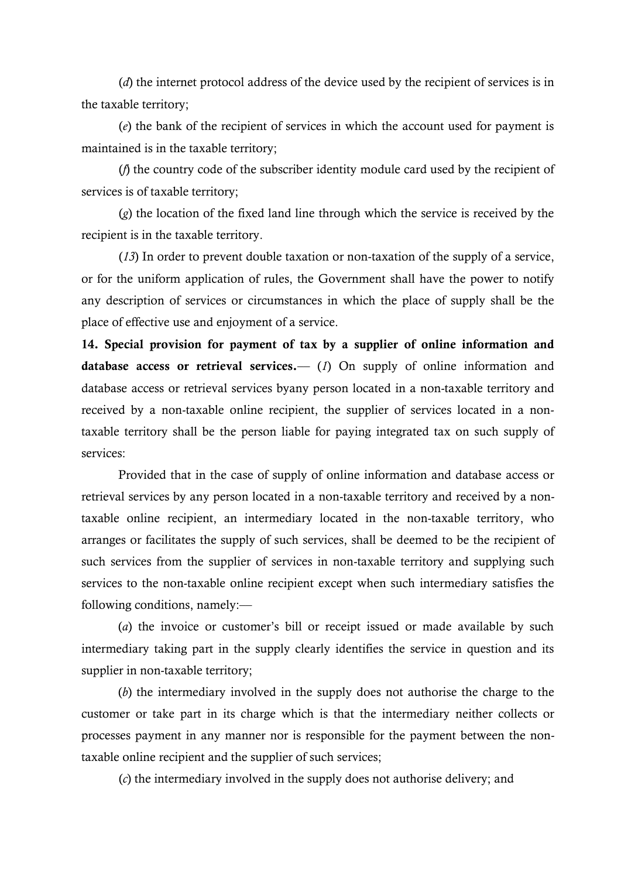(*d*) the internet protocol address of the device used by the recipient of services is in the taxable territory;

(*e*) the bank of the recipient of services in which the account used for payment is maintained is in the taxable territory;

(*f*) the country code of the subscriber identity module card used by the recipient of services is of taxable territory;

(*g*) the location of the fixed land line through which the service is received by the recipient is in the taxable territory.

(*13*) In order to prevent double taxation or non-taxation of the supply of a service, or for the uniform application of rules, the Government shall have the power to notify any description of services or circumstances in which the place of supply shall be the place of effective use and enjoyment of a service.

**14. Special provision for payment of tax by a supplier of online information and database access or retrieval services.**— (*1*) On supply of online information and database access or retrieval services byany person located in a non-taxable territory and received by a non-taxable online recipient, the supplier of services located in a non-taxable territory shall be the person liable for paying integrated tax on such supply of services:

Provided that in the case of supply of online information and database access or retrieval services by any person located in a non-taxable territory and received by a non-taxable online recipient, an intermediary located in the non-taxable territory, who arranges or facilitates the supply of such services, shall be deemed to be the recipient of such services from the supplier of services in non-taxable territory and supplying such services to the non-taxable online recipient except when such intermediary satisfies the following conditions, namely:—

(*a*) the invoice or customer's bill or receipt issued or made available by such intermediary taking part in the supply clearly identifies the service in question and its supplier in non-taxable territory;

(*b*) the intermediary involved in the supply does not authorise the charge to the customer or take part in its charge which is that the intermediary neither collects or processes payment in any manner nor is responsible for the payment between the non-taxable online recipient and the supplier of such services;

(*c*) the intermediary involved in the supply does not authorise delivery; and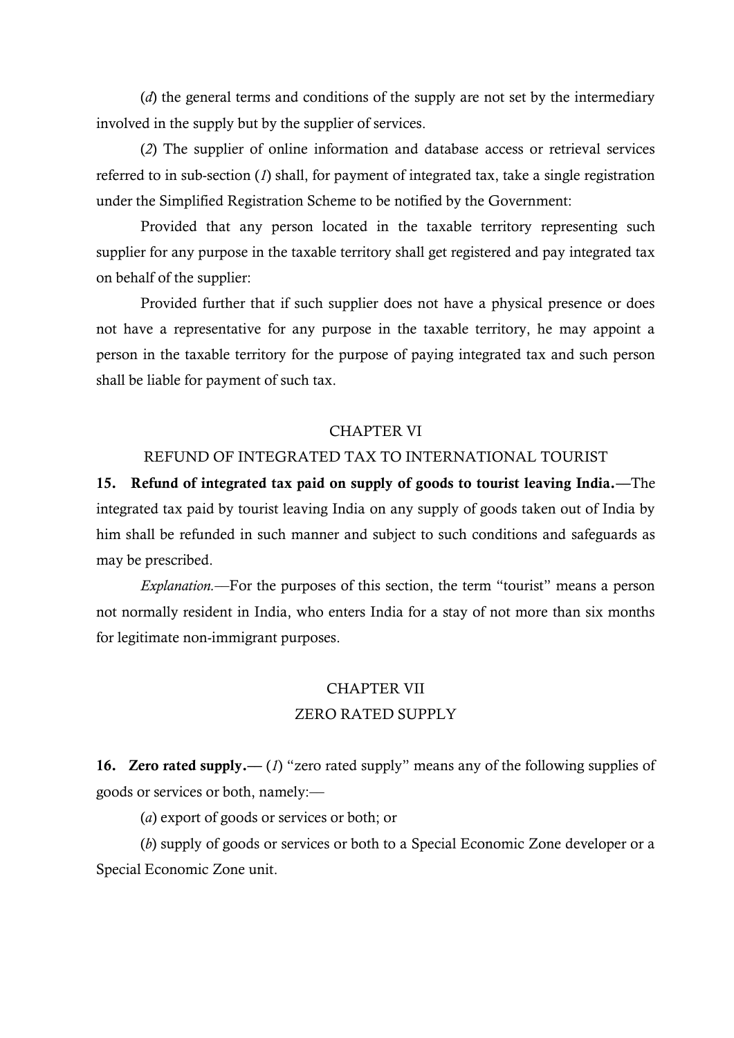(*d*) the general terms and conditions of the supply are not set by the intermediary involved in the supply but by the supplier of services.

(*2*) The supplier of online information and database access or retrieval services referred to in sub-section (*1*) shall, for payment of integrated tax, take a single registration under the Simplified Registration Scheme to be notified by the Government:

Provided that any person located in the taxable territory representing such supplier for any purpose in the taxable territory shall get registered and pay integrated tax on behalf of the supplier:

Provided further that if such supplier does not have a physical presence or does not have a representative for any purpose in the taxable territory, he may appoint a person in the taxable territory for the purpose of paying integrated tax and such person shall be liable for payment of such tax.

## CHAPTER VI

## REFUND OF INTEGRATED TAX TO INTERNATIONAL TOURIST

**15. Refund of integrated tax paid on supply of goods to tourist leaving India.**—The integrated tax paid by tourist leaving India on any supply of goods taken out of India by him shall be refunded in such manner and subject to such conditions and safeguards as may be prescribed.

*Explanation.*—For the purposes of this section, the term "tourist" means a person not normally resident in India, who enters India for a stay of not more than six months for legitimate non-immigrant purposes.

## CHAPTER VII

## ZERO RATED SUPPLY

**16. Zero rated supply.**— (*1*) "zero rated supply" means any of the following supplies of goods or services or both, namely:—

(*a*) export of goods or services or both; or

(*b*) supply of goods or services or both to a Special Economic Zone developer or a Special Economic Zone unit.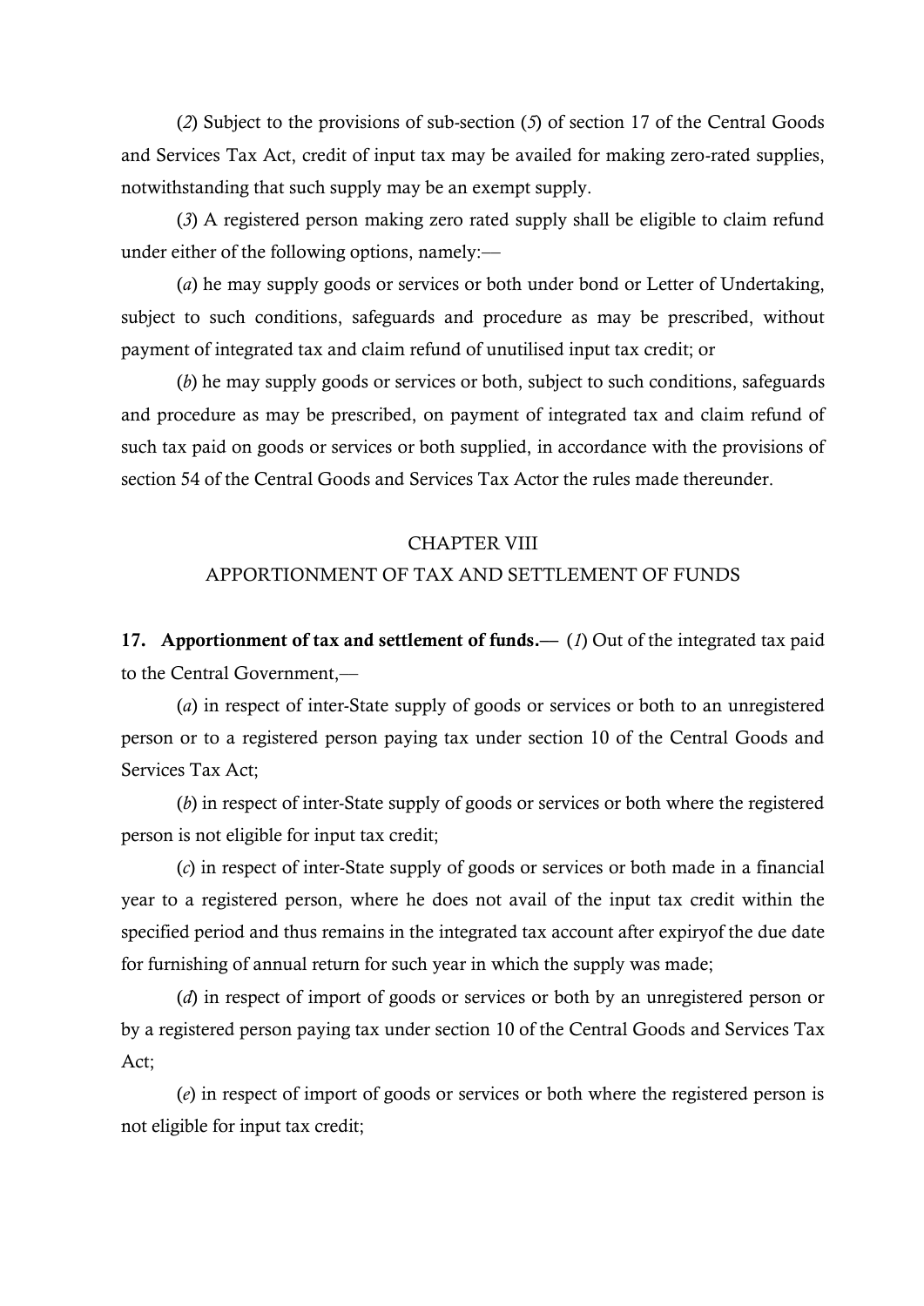(*2*) Subject to the provisions of sub-section (*5*) of section 17 of the Central Goods and Services Tax Act, credit of input tax may be availed for making zero-rated supplies, notwithstanding that such supply may be an exempt supply.

(*3*) A registered person making zero rated supply shall be eligible to claim refund under either of the following options, namely:—

(*a*) he may supply goods or services or both under bond or Letter of Undertaking, subject to such conditions, safeguards and procedure as may be prescribed, without payment of integrated tax and claim refund of unutilised input tax credit; or

(*b*) he may supply goods or services or both, subject to such conditions, safeguards and procedure as may be prescribed, on payment of integrated tax and claim refund of such tax paid on goods or services or both supplied, in accordance with the provisions of section 54 of the Central Goods and Services Tax Actor the rules made thereunder.

## CHAPTER VIII

## APPORTIONMENT OF TAX AND SETTLEMENT OF FUNDS

**17. Apportionment of tax and settlement of funds.**— (*1*) Out of the integrated tax paid to the Central Government,—

(*a*) in respect of inter-State supply of goods or services or both to an unregistered person or to a registered person paying tax under section 10 of the Central Goods and Services Tax Act;

(*b*) in respect of inter-State supply of goods or services or both where the registered person is not eligible for input tax credit;

(*c*) in respect of inter-State supply of goods or services or both made in a financial year to a registered person, where he does not avail of the input tax credit within the specified period and thus remains in the integrated tax account after expiryof the due date for furnishing of annual return for such year in which the supply was made;

(*d*) in respect of import of goods or services or both by an unregistered person or by a registered person paying tax under section 10 of the Central Goods and Services Tax Act;

(*e*) in respect of import of goods or services or both where the registered person is not eligible for input tax credit;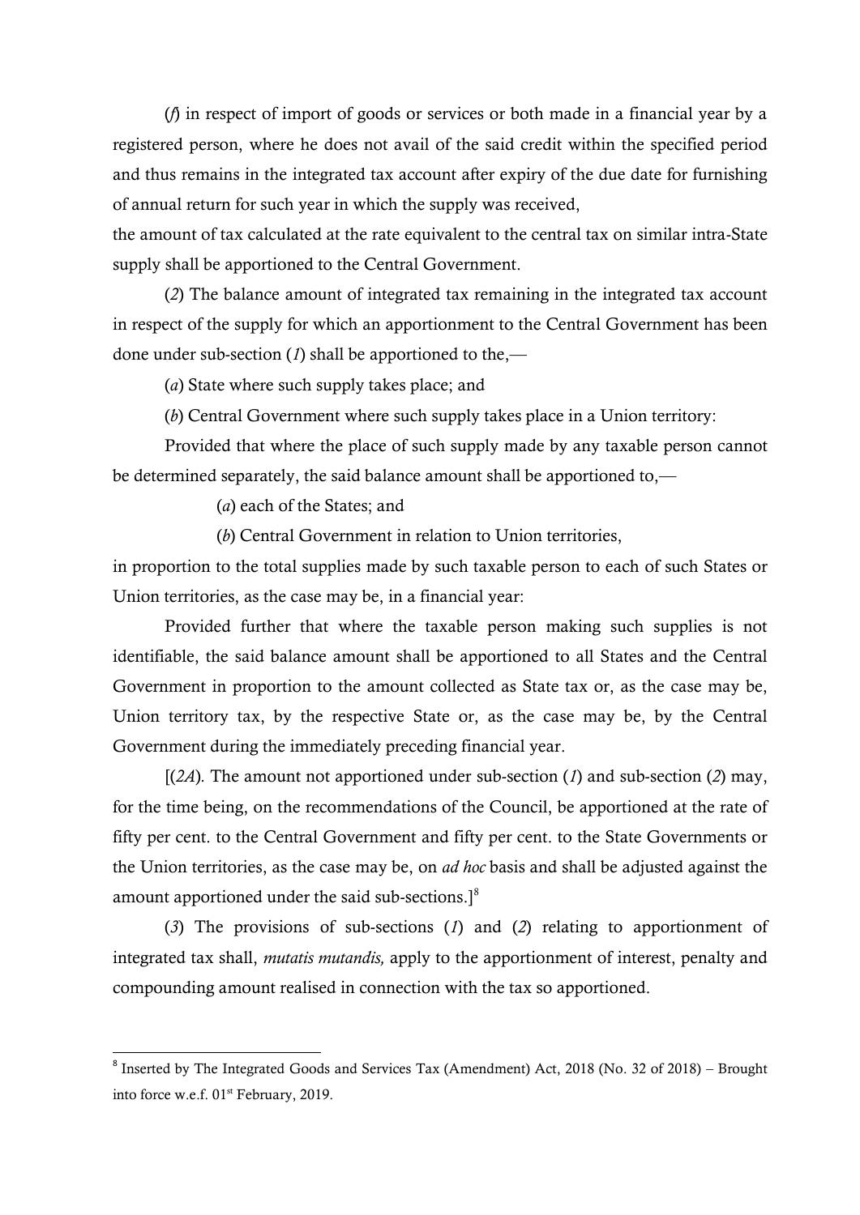(*f*) in respect of import of goods or services or both made in a financial year by a registered person, where he does not avail of the said credit within the specified period and thus remains in the integrated tax account after expiry of the due date for furnishing of annual return for such year in which the supply was received,

the amount of tax calculated at the rate equivalent to the central tax on similar intra-State supply shall be apportioned to the Central Government.

(*2*) The balance amount of integrated tax remaining in the integrated tax account in respect of the supply for which an apportionment to the Central Government has been done under sub-section (*1*) shall be apportioned to the,—

(*a*) State where such supply takes place; and

(*b*) Central Government where such supply takes place in a Union territory:

Provided that where the place of such supply made by any taxable person cannot be determined separately, the said balance amount shall be apportioned to,—

(*a*) each of the States; and

(*b*) Central Government in relation to Union territories,

in proportion to the total supplies made by such taxable person to each of such States or Union territories, as the case may be, in a financial year:

Provided further that where the taxable person making such supplies is not identifiable, the said balance amount shall be apportioned to all States and the Central Government in proportion to the amount collected as State tax or, as the case may be, Union territory tax, by the respective State or, as the case may be, by the Central Government during the immediately preceding financial year.

[(*2A*). The amount not apportioned under sub-section (*1*) and sub-section (*2*) may, for the time being, on the recommendations of the Council, be apportioned at the rate of fifty per cent. to the Central Government and fifty per cent. to the State Governments or the Union territories, as the case may be, on *ad hoc* basis and shall be adjusted against the amount apportioned under the said sub-sections.][8]

(*3*) The provisions of sub-sections (*1*) and (*2*) relating to apportionment of integrated tax shall, *mutatis mutandis,* apply to the apportionment of interest, penalty and compounding amount realised in connection with the tax so apportioned.

---

[8] Inserted by The Integrated Goods and Services Tax (Amendment) Act, 2018 (No. 32 of 2018) – Brought into force w.e.f. 01st February, 2019.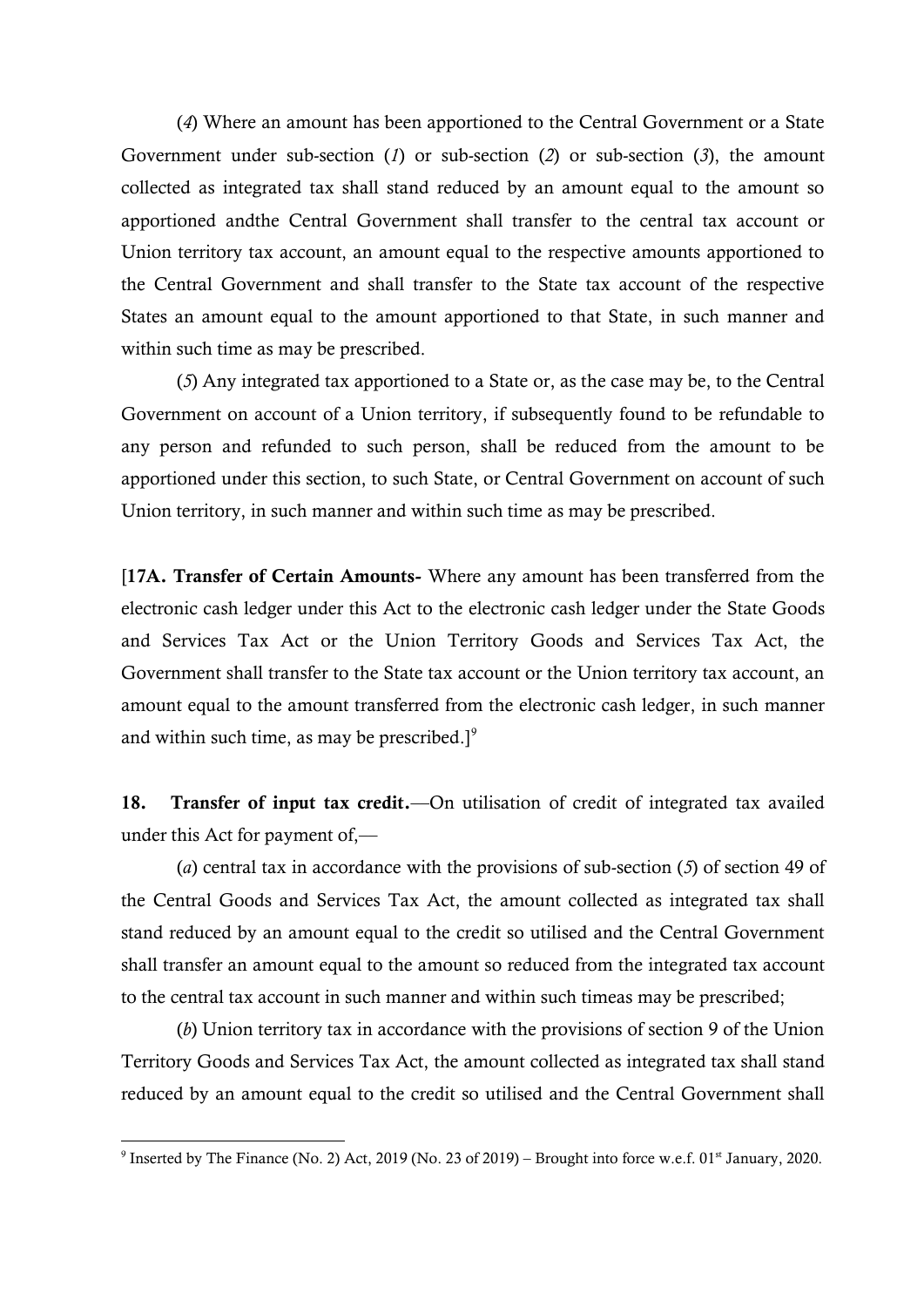(*4*) Where an amount has been apportioned to the Central Government or a State Government under sub-section (*1*) or sub-section (*2*) or sub-section (*3*), the amount collected as integrated tax shall stand reduced by an amount equal to the amount so apportioned andthe Central Government shall transfer to the central tax account or Union territory tax account, an amount equal to the respective amounts apportioned to the Central Government and shall transfer to the State tax account of the respective States an amount equal to the amount apportioned to that State, in such manner and within such time as may be prescribed.

(*5*) Any integrated tax apportioned to a State or, as the case may be, to the Central Government on account of a Union territory, if subsequently found to be refundable to any person and refunded to such person, shall be reduced from the amount to be apportioned under this section, to such State, or Central Government on account of such Union territory, in such manner and within such time as may be prescribed.

[**17A. Transfer of Certain Amounts-** Where any amount has been transferred from the electronic cash ledger under this Act to the electronic cash ledger under the State Goods and Services Tax Act or the Union Territory Goods and Services Tax Act, the Government shall transfer to the State tax account or the Union territory tax account, an amount equal to the amount transferred from the electronic cash ledger, in such manner and within such time, as may be prescribed.][9]

**18. Transfer of input tax credit.**—On utilisation of credit of integrated tax availed under this Act for payment of,—

(*a*) central tax in accordance with the provisions of sub-section (*5*) of section 49 of the Central Goods and Services Tax Act, the amount collected as integrated tax shall stand reduced by an amount equal to the credit so utilised and the Central Government shall transfer an amount equal to the amount so reduced from the integrated tax account to the central tax account in such manner and within such timeas may be prescribed;

(*b*) Union territory tax in accordance with the provisions of section 9 of the Union Territory Goods and Services Tax Act, the amount collected as integrated tax shall stand reduced by an amount equal to the credit so utilised and the Central Government shall

---

[9] Inserted by The Finance (No. 2) Act, 2019 (No. 23 of 2019) – Brought into force w.e.f. 01st January, 2020.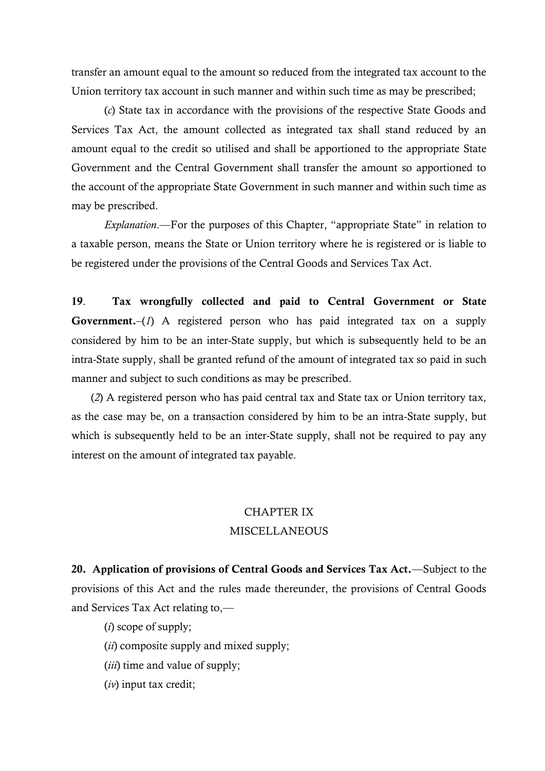transfer an amount equal to the amount so reduced from the integrated tax account to the Union territory tax account in such manner and within such time as may be prescribed;

(*c*) State tax in accordance with the provisions of the respective State Goods and Services Tax Act, the amount collected as integrated tax shall stand reduced by an amount equal to the credit so utilised and shall be apportioned to the appropriate State Government and the Central Government shall transfer the amount so apportioned to the account of the appropriate State Government in such manner and within such time as may be prescribed.

*Explanation*.—For the purposes of this Chapter, "appropriate State" in relation to a taxable person, means the State or Union territory where he is registered or is liable to be registered under the provisions of the Central Goods and Services Tax Act.

**19**. **Tax wrongfully collected and paid to Central Government or State Government.**–(*1*) A registered person who has paid integrated tax on a supply considered by him to be an inter-State supply, but which is subsequently held to be an intra-State supply, shall be granted refund of the amount of integrated tax so paid in such manner and subject to such conditions as may be prescribed.

(*2*) A registered person who has paid central tax and State tax or Union territory tax, as the case may be, on a transaction considered by him to be an intra-State supply, but which is subsequently held to be an inter-State supply, shall not be required to pay any interest on the amount of integrated tax payable.

## CHAPTER IX
## MISCELLANEOUS

**20. Application of provisions of Central Goods and Services Tax Act.**—Subject to the provisions of this Act and the rules made thereunder, the provisions of Central Goods and Services Tax Act relating to,—

(*i*) scope of supply;

(*ii*) composite supply and mixed supply;

(*iii*) time and value of supply;

(*iv*) input tax credit;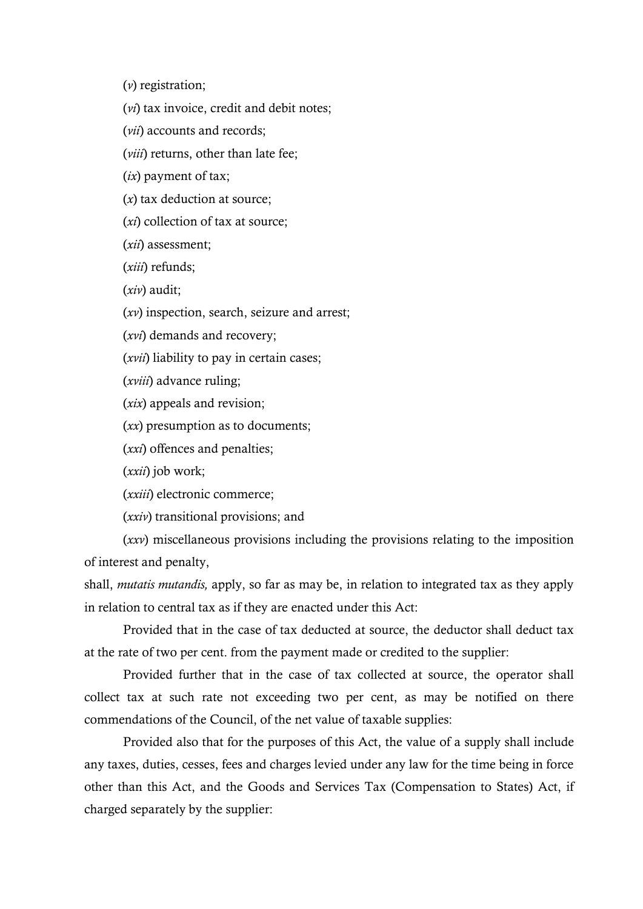(*v*) registration;

(*vi*) tax invoice, credit and debit notes;

(*vii*) accounts and records;

(*viii*) returns, other than late fee;

(*ix*) payment of tax;

(*x*) tax deduction at source;

(*xi*) collection of tax at source;

(*xii*) assessment;

(*xiii*) refunds;

(*xiv*) audit;

(*xv*) inspection, search, seizure and arrest;

(*xvi*) demands and recovery;

(*xvii*) liability to pay in certain cases;

(*xviii*) advance ruling;

(*xix*) appeals and revision;

(*xx*) presumption as to documents;

(*xxi*) offences and penalties;

(*xxii*) job work;

(*xxiii*) electronic commerce;

(*xxiv*) transitional provisions; and

(*xxv*) miscellaneous provisions including the provisions relating to the imposition of interest and penalty,

shall, *mutatis mutandis,* apply, so far as may be, in relation to integrated tax as they apply in relation to central tax as if they are enacted under this Act:

Provided that in the case of tax deducted at source, the deductor shall deduct tax at the rate of two per cent. from the payment made or credited to the supplier:

Provided further that in the case of tax collected at source, the operator shall collect tax at such rate not exceeding two per cent, as may be notified on there commendations of the Council, of the net value of taxable supplies:

Provided also that for the purposes of this Act, the value of a supply shall include any taxes, duties, cesses, fees and charges levied under any law for the time being in force other than this Act, and the Goods and Services Tax (Compensation to States) Act, if charged separately by the supplier: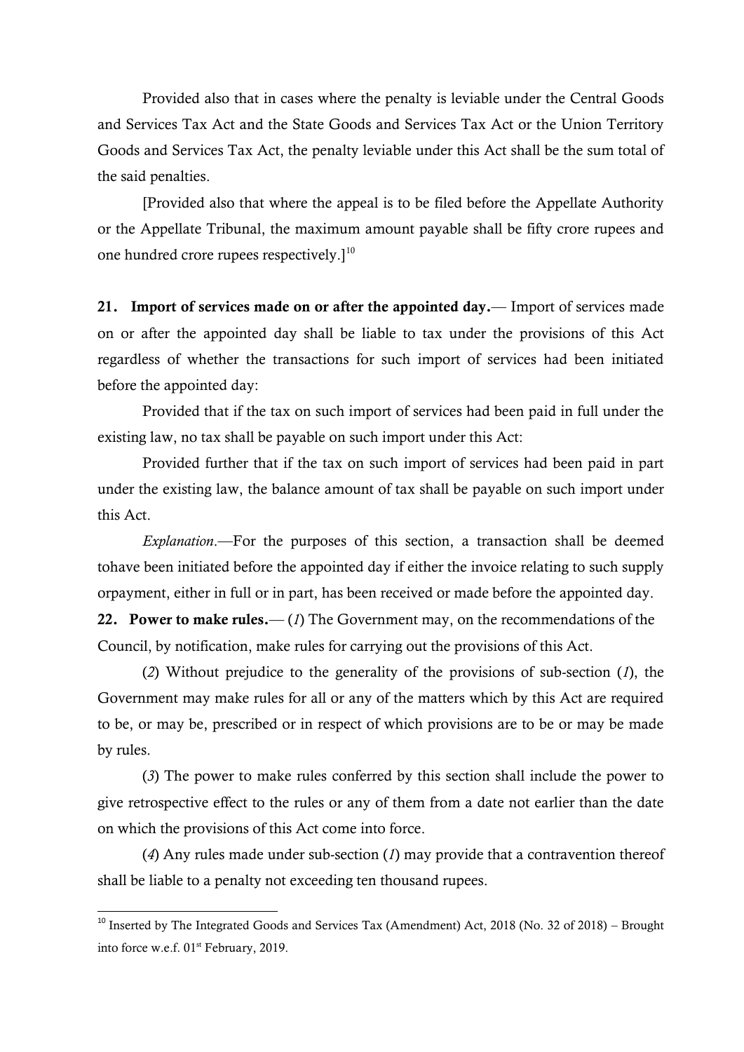Provided also that in cases where the penalty is leviable under the Central Goods and Services Tax Act and the State Goods and Services Tax Act or the Union Territory Goods and Services Tax Act, the penalty leviable under this Act shall be the sum total of the said penalties.

[Provided also that where the appeal is to be filed before the Appellate Authority or the Appellate Tribunal, the maximum amount payable shall be fifty crore rupees and one hundred crore rupees respectively.][10]

**21. Import of services made on or after the appointed day.**— Import of services made on or after the appointed day shall be liable to tax under the provisions of this Act regardless of whether the transactions for such import of services had been initiated before the appointed day:

Provided that if the tax on such import of services had been paid in full under the existing law, no tax shall be payable on such import under this Act:

Provided further that if the tax on such import of services had been paid in part under the existing law, the balance amount of tax shall be payable on such import under this Act.

*Explanation*.—For the purposes of this section, a transaction shall be deemed tohave been initiated before the appointed day if either the invoice relating to such supply orpayment, either in full or in part, has been received or made before the appointed day.

**22. Power to make rules.**— (*1*) The Government may, on the recommendations of the Council, by notification, make rules for carrying out the provisions of this Act.

(*2*) Without prejudice to the generality of the provisions of sub-section (*1*), the Government may make rules for all or any of the matters which by this Act are required to be, or may be, prescribed or in respect of which provisions are to be or may be made by rules.

(*3*) The power to make rules conferred by this section shall include the power to give retrospective effect to the rules or any of them from a date not earlier than the date on which the provisions of this Act come into force.

(*4*) Any rules made under sub-section (*1*) may provide that a contravention thereof shall be liable to a penalty not exceeding ten thousand rupees.

---

[10] Inserted by The Integrated Goods and Services Tax (Amendment) Act, 2018 (No. 32 of 2018) – Brought into force w.e.f. 01st February, 2019.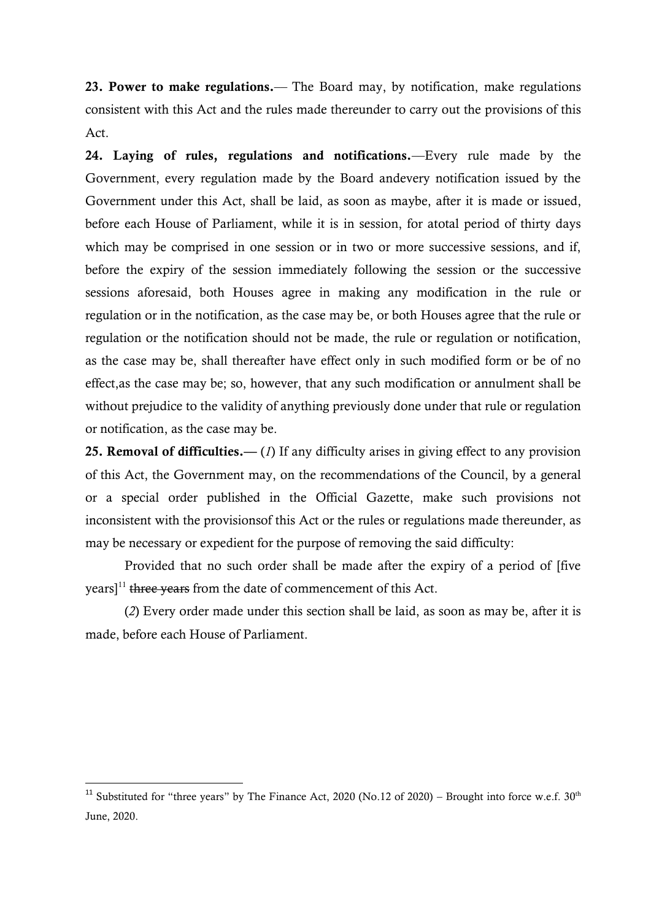**23. Power to make regulations.**— The Board may, by notification, make regulations consistent with this Act and the rules made thereunder to carry out the provisions of this Act.

**24. Laying of rules, regulations and notifications.**—Every rule made by the Government, every regulation made by the Board andevery notification issued by the Government under this Act, shall be laid, as soon as maybe, after it is made or issued, before each House of Parliament, while it is in session, for atotal period of thirty days which may be comprised in one session or in two or more successive sessions, and if, before the expiry of the session immediately following the session or the successive sessions aforesaid, both Houses agree in making any modification in the rule or regulation or in the notification, as the case may be, or both Houses agree that the rule or regulation or the notification should not be made, the rule or regulation or notification, as the case may be, shall thereafter have effect only in such modified form or be of no effect,as the case may be; so, however, that any such modification or annulment shall be without prejudice to the validity of anything previously done under that rule or regulation or notification, as the case may be.

**25. Removal of difficulties.**— (*1*) If any difficulty arises in giving effect to any provision of this Act, the Government may, on the recommendations of the Council, by a general or a special order published in the Official Gazette, make such provisions not inconsistent with the provisionsof this Act or the rules or regulations made thereunder, as may be necessary or expedient for the purpose of removing the said difficulty:

Provided that no such order shall be made after the expiry of a period of [five years][11] ~~three years~~ from the date of commencement of this Act.

(*2*) Every order made under this section shall be laid, as soon as may be, after it is made, before each House of Parliament.

---

[11] Substituted for "three years" by The Finance Act, 2020 (No.12 of 2020) – Brought into force w.e.f. 30th June, 2020.